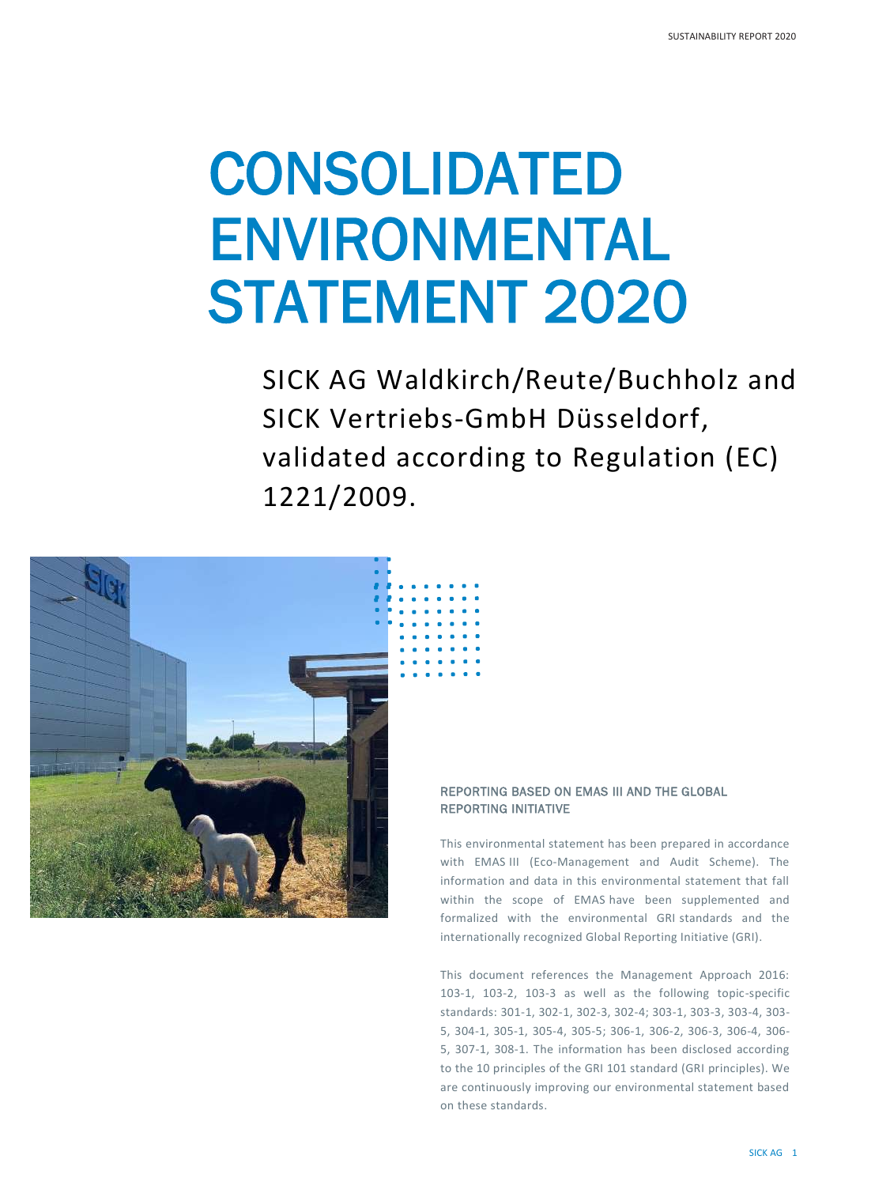# CONSOLIDATED ENVIRONMENTAL STATEMENT 2020

SICK AG Waldkirch/Reute/Buchholz and SICK Vertriebs-GmbH Düsseldorf, validated according to Regulation (EC) 1221/2009.

### REPORTING BASED ON EMAS III AND THE GLOBAL REPORTING INITIATIVE

This environmental statement has been prepared in accordance with EMAS III (Eco-Management and Audit Scheme). The information and data in this environmental statement that fall within the scope of EMAS have been supplemented and formalized with the environmental GRI standards and the internationally recognized Global Reporting Initiative (GRI).

This document references the Management Approach 2016: 103-1, 103-2, 103-3 as well as the following topic-specific standards: 301-1, 302-1, 302-3, 302-4; 303-1, 303-3, 303-4, 303-5, 304-1, 305-1, 305-4, 305-5; 306-1, 306-2, 306-3, 306-4, 306-5, 307-1, 308-1. The information has been disclosed according to the 10 principles of the GRI 101 standard (GRI principles). We are continuously improving our environmental statement based on these standards.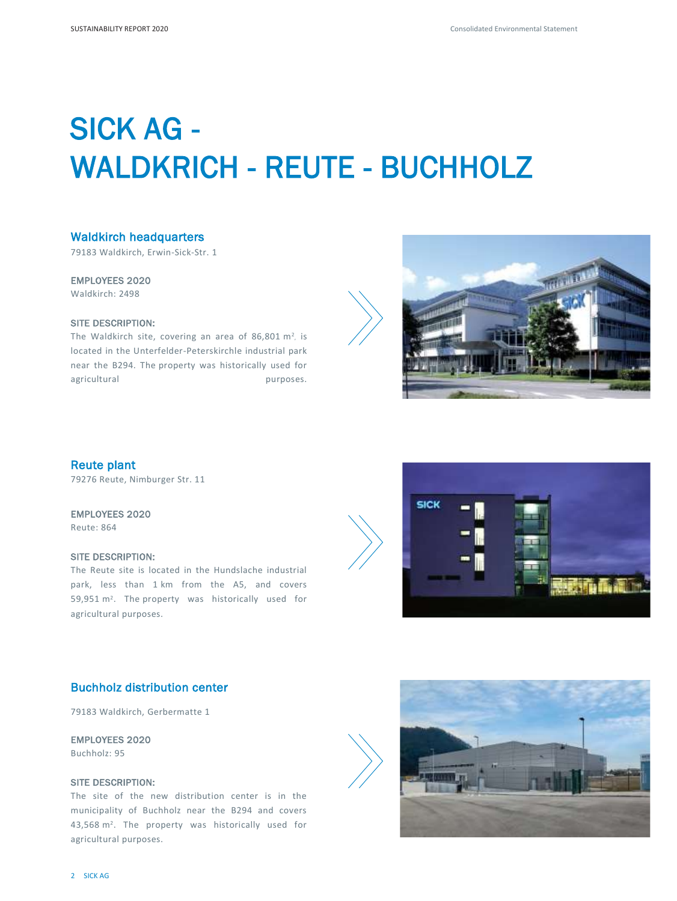# SICK AG - WALDKRICH - REUTE - BUCHHOLZ

## Waldkirch headquarters

79183 Waldkirch, Erwin-Sick-Str. 1

**EMPLOYEES 2020**

Waldkirch: 2498

**SITE DESCRIPTION:**

The Waldkirch site, covering an area of 86,801 m², is located in the Unterfelder-Peterskirchle industrial park near the B294. The property was historically used for agricultural purposes.

## Reute plant

79276 Reute, Nimburger Str. 11

**EMPLOYEES 2020**

Reute: 864

**SITE DESCRIPTION:**

The Reute site is located in the Hundslache industrial park, less than 1 km from the A5, and covers 59,951 m². The property was historically used for agricultural purposes.

## Buchholz distribution center

79183 Waldkirch, Gerbermatte 1

**EMPLOYEES 2020**

Buchholz: 95

**SITE DESCRIPTION:**

The site of the new distribution center is in the municipality of Buchholz near the B294 and covers 43,568 m². The property was historically used for agricultural purposes.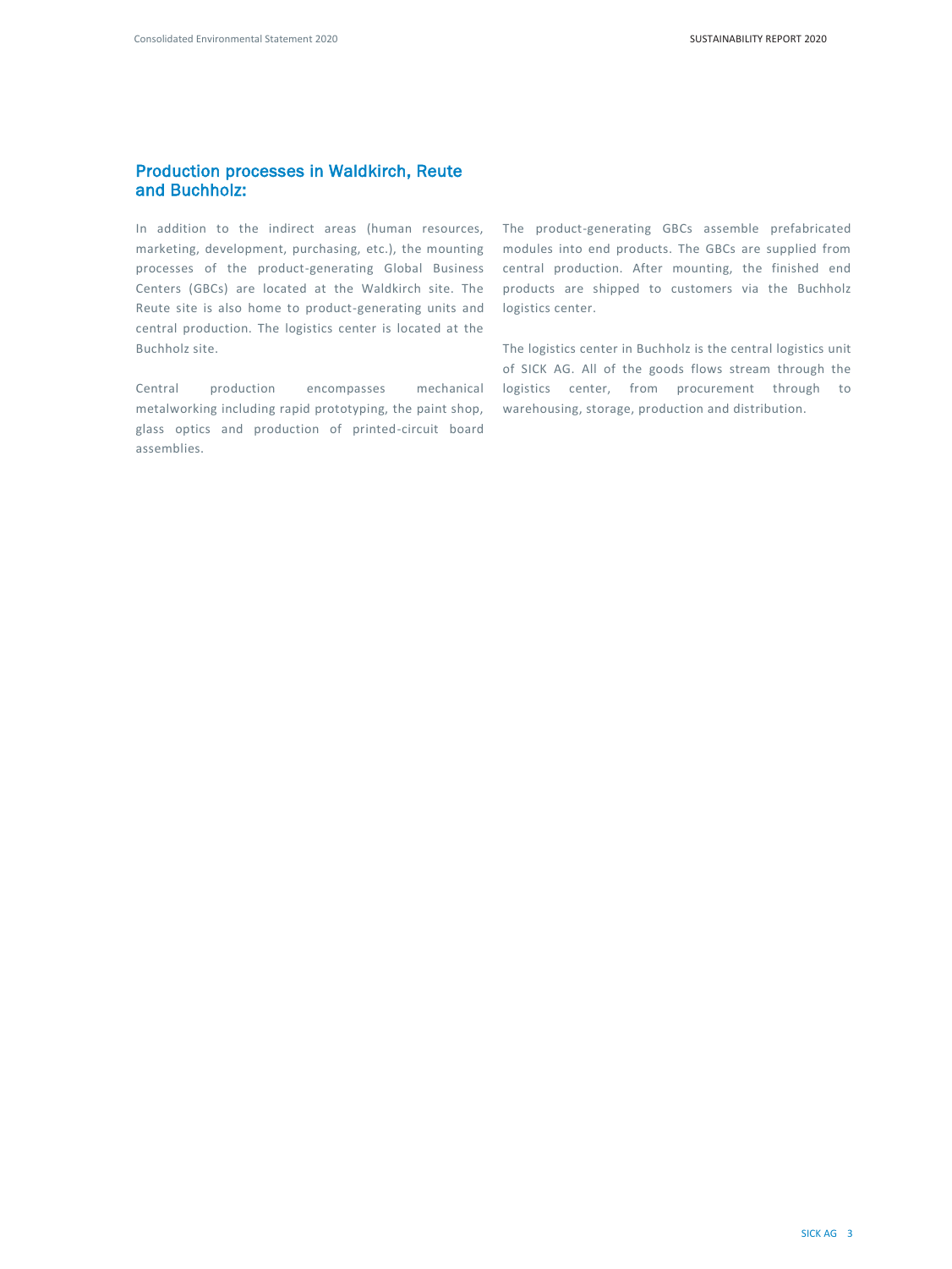## Production processes in Waldkirch, Reute and Buchholz:

In addition to the indirect areas (human resources, marketing, development, purchasing, etc.), the mounting processes of the product-generating Global Business Centers (GBCs) are located at the Waldkirch site. The Reute site is also home to product-generating units and central production. The logistics center is located at the Buchholz site.

Central production encompasses mechanical metalworking including rapid prototyping, the paint shop, glass optics and production of printed-circuit board assemblies.

The product-generating GBCs assemble prefabricated modules into end products. The GBCs are supplied from central production. After mounting, the finished end products are shipped to customers via the Buchholz logistics center.

The logistics center in Buchholz is the central logistics unit of SICK AG. All of the goods flows stream through the logistics center, from procurement through to warehousing, storage, production and distribution.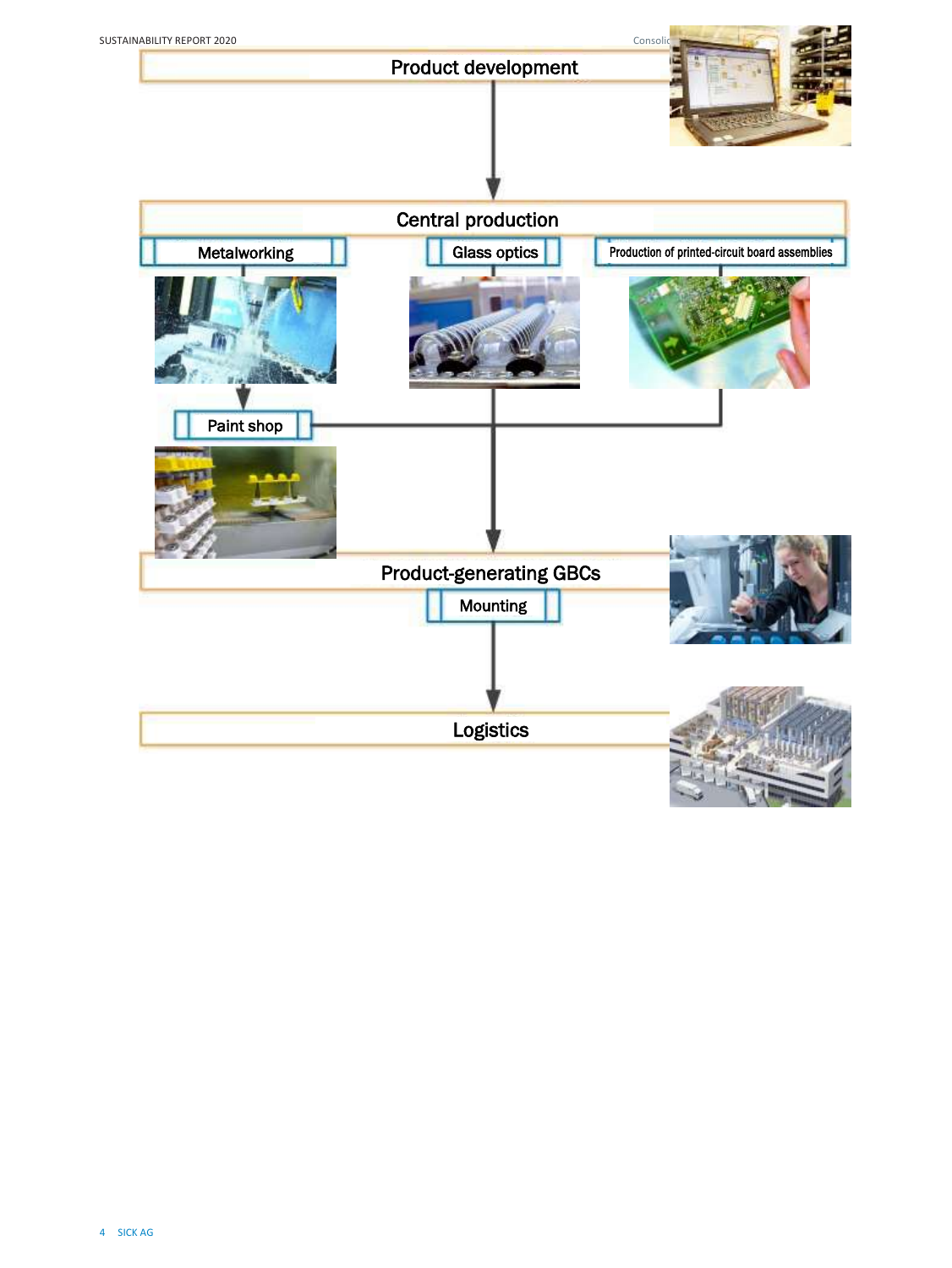Product development

Central production

Metalworking

Glass optics

Production of printed-circuit board assemblies

Paint shop

Product-generating GBCs

Mounting

Logistics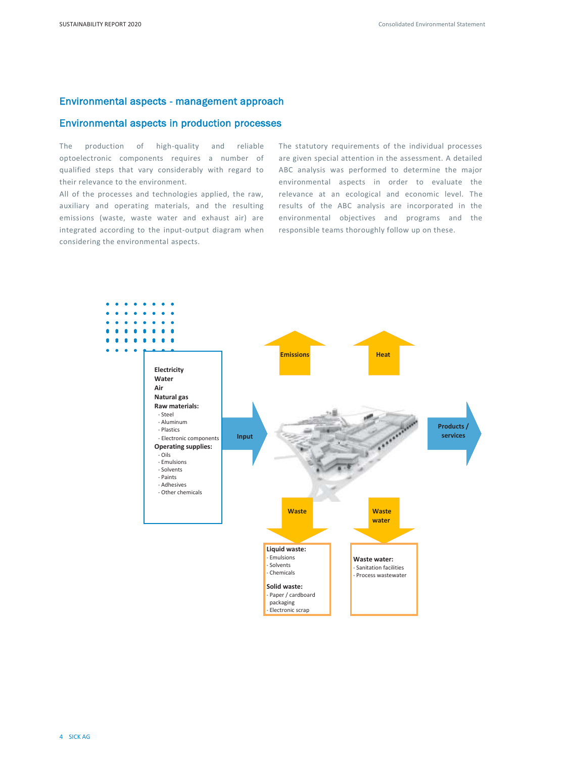## Environmental aspects - management approach

## Environmental aspects in production processes

The production of high-quality and reliable optoelectronic components requires a number of qualified steps that vary considerably with regard to their relevance to the environment.

All of the processes and technologies applied, the raw, auxiliary and operating materials, and the resulting emissions (waste, waste water and exhaust air) are integrated according to the input-output diagram when considering the environmental aspects.

The statutory requirements of the individual processes are given special attention in the assessment. A detailed ABC analysis was performed to determine the major environmental aspects in order to evaluate the relevance at an ecological and economic level. The results of the ABC analysis are incorporated in the environmental objectives and programs and the responsible teams thoroughly follow up on these.

**Electricity**
**Water**
**Air**
**Natural gas**
**Raw materials:**
- Steel
- Aluminum
- Plastics
- Electronic components

**Operating supplies:**
- Oils
- Emulsions
- Solvents
- Paints
- Adhesives
- Other chemicals

Input

Emissions

Heat

Products / services

Waste

Waste water

**Liquid waste:**
- Emulsions
- Solvents
- Chemicals

**Solid waste:**
- Paper / cardboard packaging
- Electronic scrap

**Waste water:**
- Sanitation facilities
- Process wastewater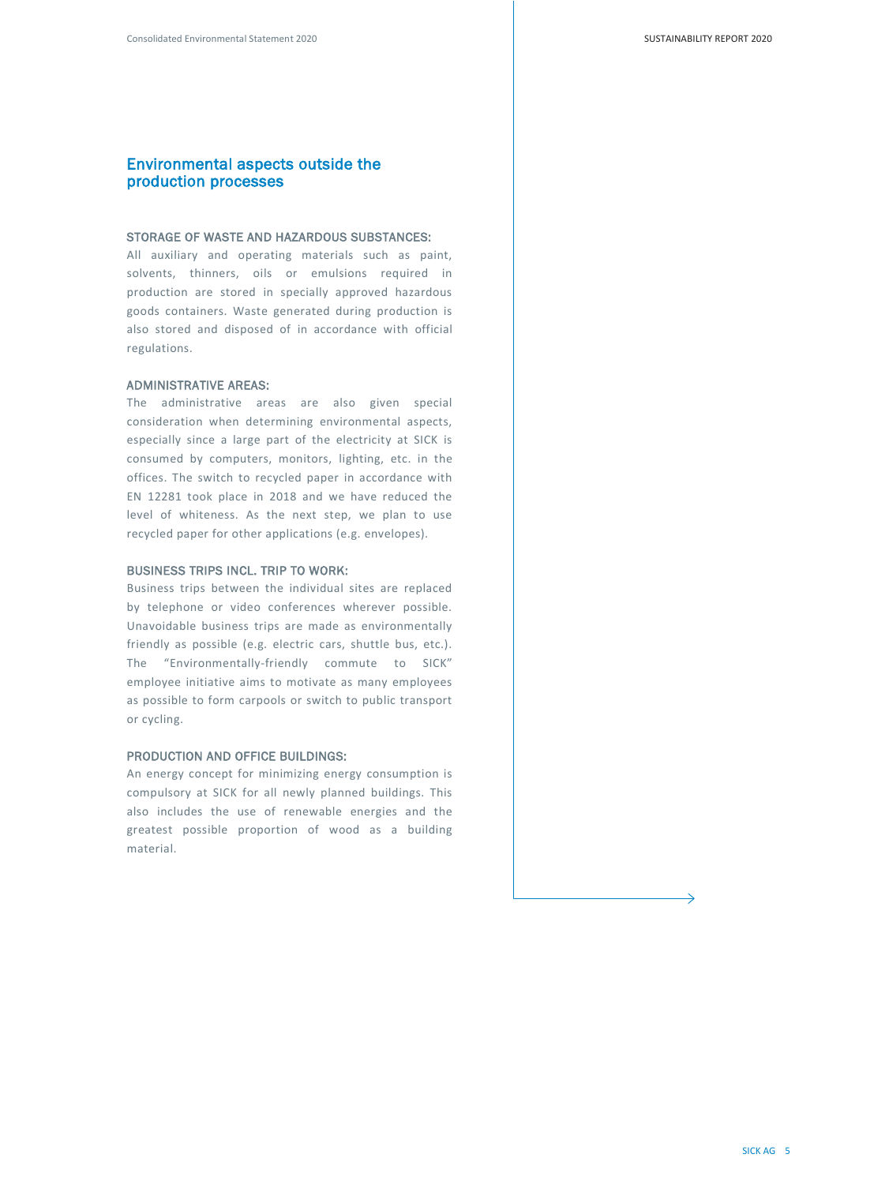## Environmental aspects outside the production processes

### STORAGE OF WASTE AND HAZARDOUS SUBSTANCES:

All auxiliary and operating materials such as paint, solvents, thinners, oils or emulsions required in production are stored in specially approved hazardous goods containers. Waste generated during production is also stored and disposed of in accordance with official regulations.

### ADMINISTRATIVE AREAS:

The administrative areas are also given special consideration when determining environmental aspects, especially since a large part of the electricity at SICK is consumed by computers, monitors, lighting, etc. in the offices. The switch to recycled paper in accordance with EN 12281 took place in 2018 and we have reduced the level of whiteness. As the next step, we plan to use recycled paper for other applications (e.g. envelopes).

### BUSINESS TRIPS INCL. TRIP TO WORK:

Business trips between the individual sites are replaced by telephone or video conferences wherever possible. Unavoidable business trips are made as environmentally friendly as possible (e.g. electric cars, shuttle bus, etc.). The "Environmentally-friendly commute to SICK" employee initiative aims to motivate as many employees as possible to form carpools or switch to public transport or cycling.

### PRODUCTION AND OFFICE BUILDINGS:

An energy concept for minimizing energy consumption is compulsory at SICK for all newly planned buildings. This also includes the use of renewable energies and the greatest possible proportion of wood as a building material.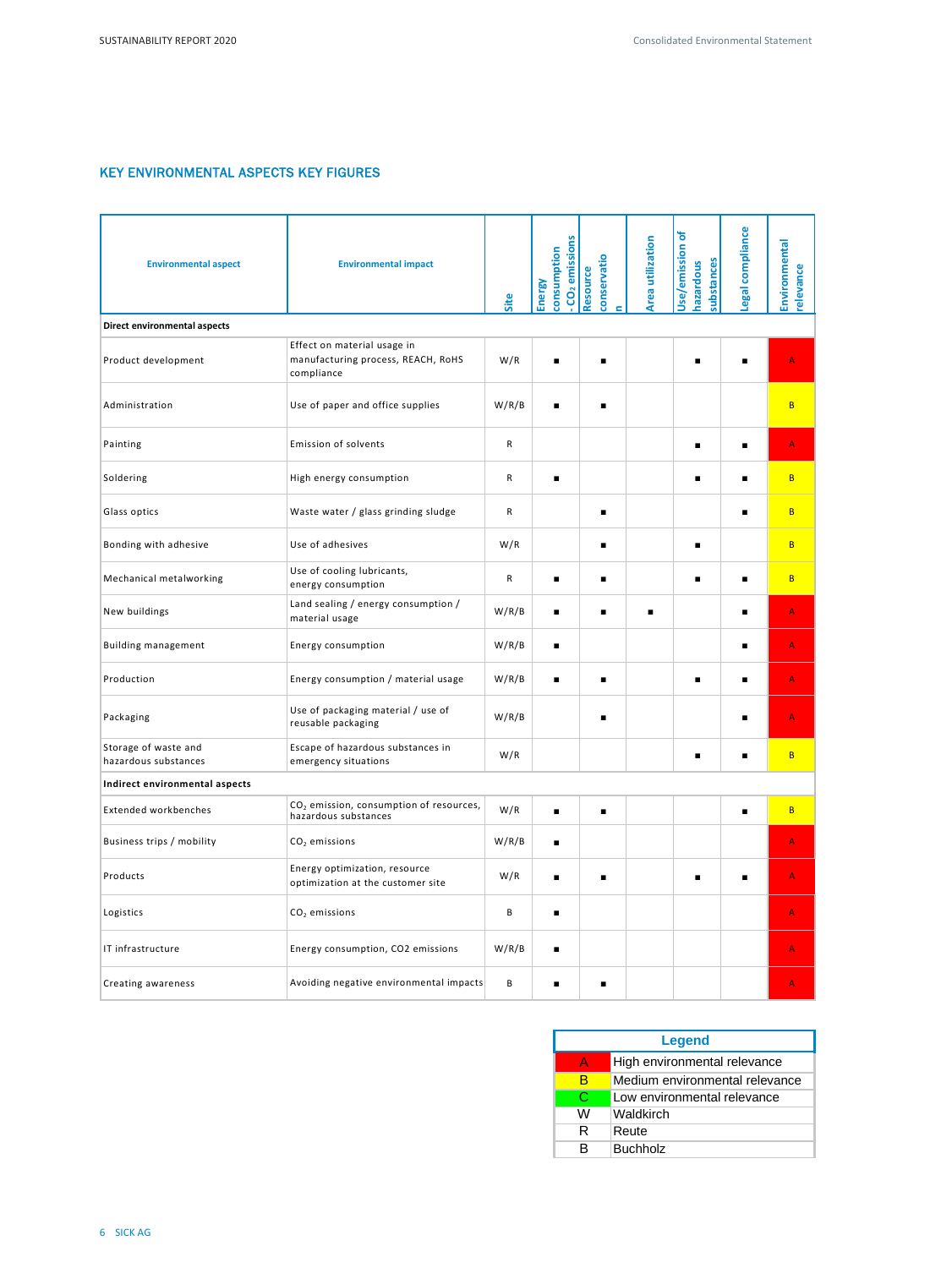## KEY ENVIRONMENTAL ASPECTS KEY FIGURES

| Environmental aspect | Environmental impact | Site | Energy consumption - $CO_2$ emissions | Resource conservation | Area utilization | Use/emission of hazardous substances | Legal compliance | Environmental relevance |
|---|---|---|---|---|---|---|---|---|
| **Direct environmental aspects** | | | | | | | | |
| Product development | Effect on material usage in manufacturing process, REACH, RoHS compliance | W/R | ■ | ■ | | ■ | ■ | A |
| Administration | Use of paper and office supplies | W/R/B | ■ | ■ | | | | B |
| Painting | Emission of solvents | R | | | | ■ | ■ | A |
| Soldering | High energy consumption | R | ■ | | | ■ | ■ | B |
| Glass optics | Waste water / glass grinding sludge | R | | ■ | | | ■ | B |
| Bonding with adhesive | Use of adhesives | W/R | | ■ | | ■ | | B |
| Mechanical metalworking | Use of cooling lubricants, energy consumption | R | ■ | ■ | | ■ | ■ | B |
| New buildings | Land sealing / energy consumption / material usage | W/R/B | ■ | ■ | ■ | | ■ | A |
| Building management | Energy consumption | W/R/B | ■ | | | | ■ | A |
| Production | Energy consumption / material usage | W/R/B | ■ | ■ | | ■ | ■ | A |
| Packaging | Use of packaging material / use of reusable packaging | W/R/B | | ■ | | | ■ | A |
| Storage of waste and hazardous substances | Escape of hazardous substances in emergency situations | W/R | | | | ■ | ■ | B |
| **Indirect environmental aspects** | | | | | | | | |
| Extended workbenches | $CO_2$ emission, consumption of resources, hazardous substances | W/R | ■ | ■ | | | ■ | B |
| Business trips / mobility | $CO_2$ emissions | W/R/B | ■ | | | | | A |
| Products | Energy optimization, resource optimization at the customer site | W/R | ■ | ■ | | ■ | ■ | A |
| Logistics | $CO_2$ emissions | B | ■ | | | | | A |
| IT infrastructure | Energy consumption, CO2 emissions | W/R/B | ■ | | | | | A |
| Creating awareness | Avoiding negative environmental impacts | B | ■ | ■ | | | | A |

| Legend | |
|---|---|
| A | High environmental relevance |
| B | Medium environmental relevance |
| C | Low environmental relevance |
| W | Waldkirch |
| R | Reute |
| B | Buchholz |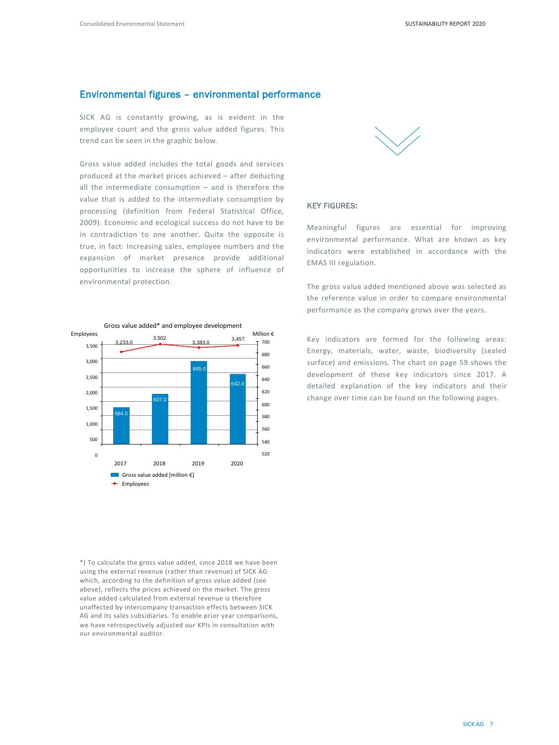## Environmental figures – environmental performance

SICK AG is constantly growing, as is evident in the employee count and the gross value added figures. This trend can be seen in the graphic below.

Gross value added includes the total goods and services produced at the market prices achieved – after deducting all the intermediate consumption – and is therefore the value that is added to the intermediate consumption by processing (definition from Federal Statistical Office, 2009). Economic and ecological success do not have to be in contradiction to one another. Quite the opposite is true, in fact: Increasing sales, employee numbers and the expansion of market presence provide additional opportunities to increase the sphere of influence of environmental protection.

Gross value added* and employee development

| | 2017 | 2018 | 2019 | 2020 |
|---|---|---|---|---|
| Gross value added [million €] | 584.0 | 607.0 | 665.0 | 642.0 |
| Employees | 3,233.0 | 3,502. | 3,383.0 | 3,457. |

### KEY FIGURES:

Meaningful figures are essential for improving environmental performance. What are known as key indicators were established in accordance with the EMAS III regulation.

The gross value added mentioned above was selected as the reference value in order to compare environmental performance as the company grows over the years.

Key indicators are formed for the following areas: Energy, materials, water, waste, biodiversity (sealed surface) and emissions. The chart on page 59 shows the development of these key indicators since 2017. A detailed explanation of the key indicators and their change over time can be found on the following pages.

*) To calculate the gross value added, since 2018 we have been using the external revenue (rather than revenue) of SICK AG which, according to the definition of gross value added (see above), reflects the prices achieved on the market. The gross value added calculated from external revenue is therefore unaffected by intercompany transaction effects between SICK AG and its sales subsidiaries. To enable prior year comparisons, we have retrospectively adjusted our KPIs in consultation with our environmental auditor.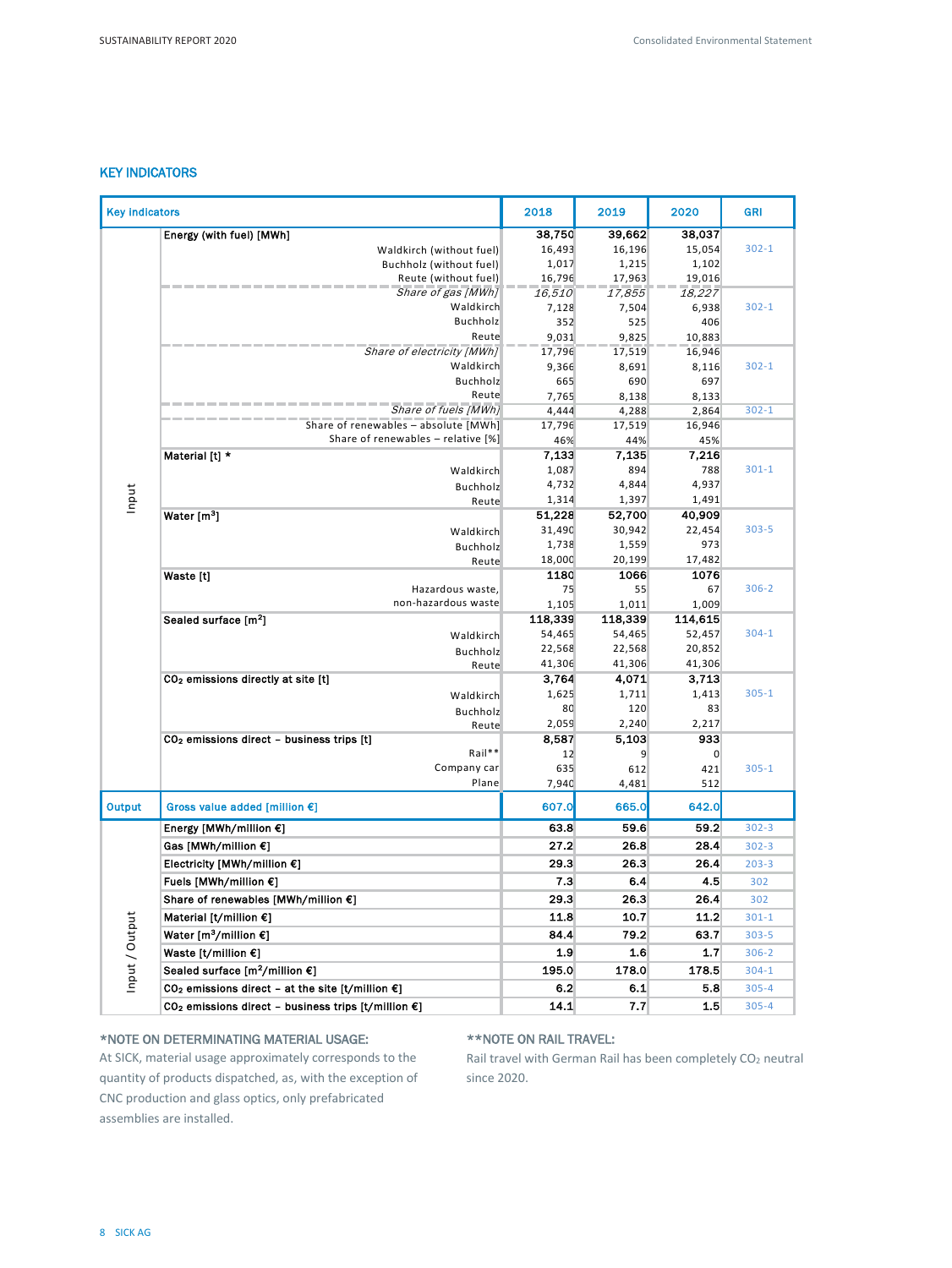## KEY INDICATORS

| | Key indicators | 2018 | 2019 | 2020 | GRI |
|---|---|---|---|---|---|
| Input | **Energy (with fuel) [MWh]** | **38,750** | **39,662** | **38,037** | |
| | Waldkirch (without fuel) | 16,493 | 16,196 | 15,054 | 302-1 |
| | Buchholz (without fuel) | 1,017 | 1,215 | 1,102 | |
| | Reute (without fuel) | 16,796 | 17,963 | 19,016 | |
| | *Share of gas [MWh]* | *16,510* | *17,855* | *18,227* | |
| | Waldkirch | 7,128 | 7,504 | 6,938 | 302-1 |
| | Buchholz | 352 | 525 | 406 | |
| | Reute | 9,031 | 9,825 | 10,883 | |
| | *Share of electricity [MWh]* | 17,796 | 17,519 | 16,946 | |
| | Waldkirch | 9,366 | 8,691 | 8,116 | 302-1 |
| | Buchholz | 665 | 690 | 697 | |
| | Reute | 7,765 | 8,138 | 8,133 | |
| | *Share of fuels [MWh]* | 4,444 | 4,288 | 2,864 | 302-1 |
| | Share of renewables – absolute [MWh] | 17,796 | 17,519 | 16,946 | |
| | Share of renewables – relative [%] | 46% | 44% | 45% | |
| | **Material [t] *** | **7,133** | **7,135** | **7,216** | |
| | Waldkirch | 1,087 | 894 | 788 | 301-1 |
| | Buchholz | 4,732 | 4,844 | 4,937 | |
| | Reute | 1,314 | 1,397 | 1,491 | |
| | **Water [m$^3$]** | **51,228** | **52,700** | **40,909** | |
| | Waldkirch | 31,490 | 30,942 | 22,454 | 303-5 |
| | Buchholz | 1,738 | 1,559 | 973 | |
| | Reute | 18,000 | 20,199 | 17,482 | |
| | **Waste [t]** | **1180** | **1066** | **1076** | |
| | Hazardous waste, | 75 | 55 | 67 | 306-2 |
| | non-hazardous waste | 1,105 | 1,011 | 1,009 | |
| | **Sealed surface [m$^2$]** | **118,339** | **118,339** | **114,615** | |
| | Waldkirch | 54,465 | 54,465 | 52,457 | 304-1 |
| | Buchholz | 22,568 | 22,568 | 20,852 | |
| | Reute | 41,306 | 41,306 | 41,306 | |
| | **$CO_2$ emissions directly at site [t]** | **3,764** | **4,071** | **3,713** | |
| | Waldkirch | 1,625 | 1,711 | 1,413 | 305-1 |
| | Buchholz | 80 | 120 | 83 | |
| | Reute | 2,059 | 2,240 | 2,217 | |
| | **$CO_2$ emissions direct – business trips [t]** | **8,587** | **5,103** | **933** | |
| | Rail** | 12 | 9 | 0 | |
| | Company car | 635 | 612 | 421 | 305-1 |
| | Plane | 7,940 | 4,481 | 512 | |
| Output | Gross value added [million €] | 607.0 | 665.0 | 642.0 | |
| Input / Output | **Energy [MWh/million €]** | **63.8** | **59.6** | **59.2** | 302-3 |
| | **Gas [MWh/million €]** | **27.2** | **26.8** | **28.4** | 302-3 |
| | **Electricity [MWh/million €]** | **29.3** | **26.3** | **26.4** | 203-3 |
| | **Fuels [MWh/million €]** | **7.3** | **6.4** | **4.5** | 302 |
| | **Share of renewables [MWh/million €]** | **29.3** | **26.3** | **26.4** | 302 |
| | **Material [t/million €]** | **11.8** | **10.7** | **11.2** | 301-1 |
| | **Water [m$^3$/million €]** | **84.4** | **79.2** | **63.7** | 303-5 |
| | **Waste [t/million €]** | **1.9** | **1.6** | **1.7** | 306-2 |
| | **Sealed surface [m$^2$/million €]** | **195.0** | **178.0** | **178.5** | 304-1 |
| | **$CO_2$ emissions direct – at the site [t/million €]** | **6.2** | **6.1** | **5.8** | 305-4 |
| | **$CO_2$ emissions direct – business trips [t/million €]** | **14.1** | **7.7** | **1.5** | 305-4 |

**\*NOTE ON DETERMINATING MATERIAL USAGE:**
At SICK, material usage approximately corresponds to the quantity of products dispatched, as, with the exception of CNC production and glass optics, only prefabricated assemblies are installed.

**\*\*NOTE ON RAIL TRAVEL:**
Rail travel with German Rail has been completely $CO_2$ neutral since 2020.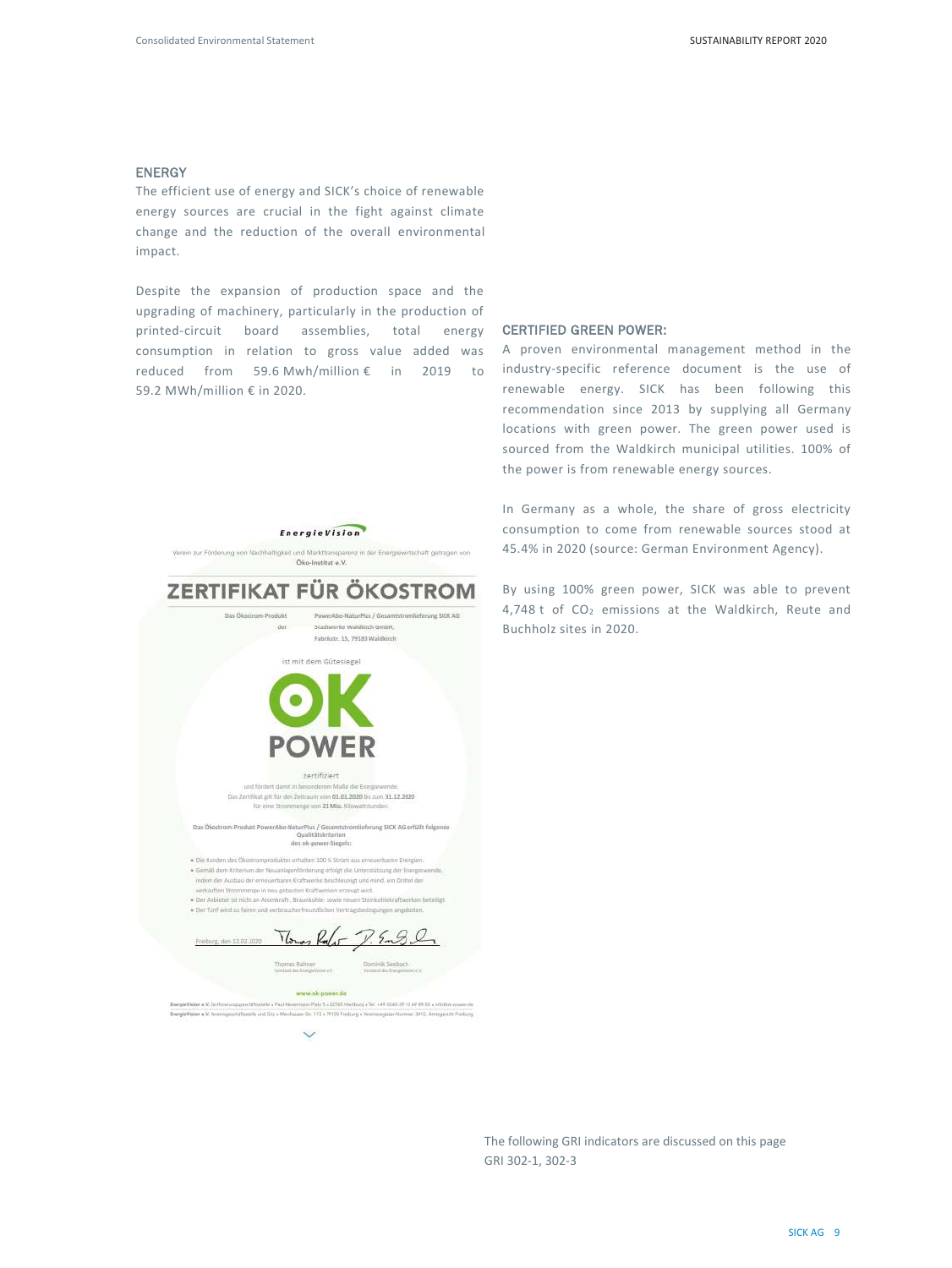## ENERGY

The efficient use of energy and SICK's choice of renewable energy sources are crucial in the fight against climate change and the reduction of the overall environmental impact.

Despite the expansion of production space and the upgrading of machinery, particularly in the production of printed-circuit board assemblies, total energy consumption in relation to gross value added was reduced from 59.6 Mwh/million € in 2019 to 59.2 MWh/million € in 2020.

EnergieVision

Verein zur Förderung von Nachhaltigkeit und Markttransparenz in der Energiewirtschaft getragen von Öko-Institut e.V.

**ZERTIFIKAT FÜR ÖKOSTROM**

Das Ökostrom-Produkt PowerAbo-NaturPlus / Gesamtstromlieferung SICK AG der Stadtwerke Waldkirch GmbH, Fabrikstr. 15, 79183 Waldkirch

ist mit dem Gütesiegel

**OK POWER**

zertifiziert

und fördert damit in besonderem Maße die Energiewende.
Das Zertifikat gilt für den Zeitraum vom **01.01.2020** bis zum **31.12.2020** für eine Strommenge von **21 Mio.** Kilowattstunden.

**Das Ökostrom-Produkt PowerAbo-NaturPlus / Gesamtstromlieferung SICK AG erfüllt folgende Qualitätskriterien des ok-power-Siegels:**

- Die Kunden des Ökostromprodukts erhalten 100 % Strom aus erneuerbaren Energien.
- Gemäß dem Kriterium der Neuanlagenförderung erfolgt die Unterstützung der Energiewende, indem der Ausbau der erneuerbaren Kraftwerke beschleunigt und mind. ein Drittel der verkauften Strommenge in neu gebauten Kraftwerken erzeugt wird.
- Der Anbieter ist nicht an Atomkraft-, Braunkohle- sowie neuen Steinkohlekraftwerken beteiligt.
- Der Tarif wird zu fairen und verbraucherfreundlichen Vertragsbedingungen angeboten.

Freiburg, den 12.02.2020

Thomas Rahner, Vorstand des EnergieVision e.V. — Dominik Seebach, Vorstand des EnergieVision e.V.

www.ok-power.de

### CERTIFIED GREEN POWER:

A proven environmental management method in the industry-specific reference document is the use of renewable energy. SICK has been following this recommendation since 2013 by supplying all Germany locations with green power. The green power used is sourced from the Waldkirch municipal utilities. 100% of the power is from renewable energy sources.

In Germany as a whole, the share of gross electricity consumption to come from renewable sources stood at 45.4% in 2020 (source: German Environment Agency).

By using 100% green power, SICK was able to prevent 4,748 t of $CO_2$ emissions at the Waldkirch, Reute and Buchholz sites in 2020.

The following GRI indicators are discussed on this page
GRI 302-1, 302-3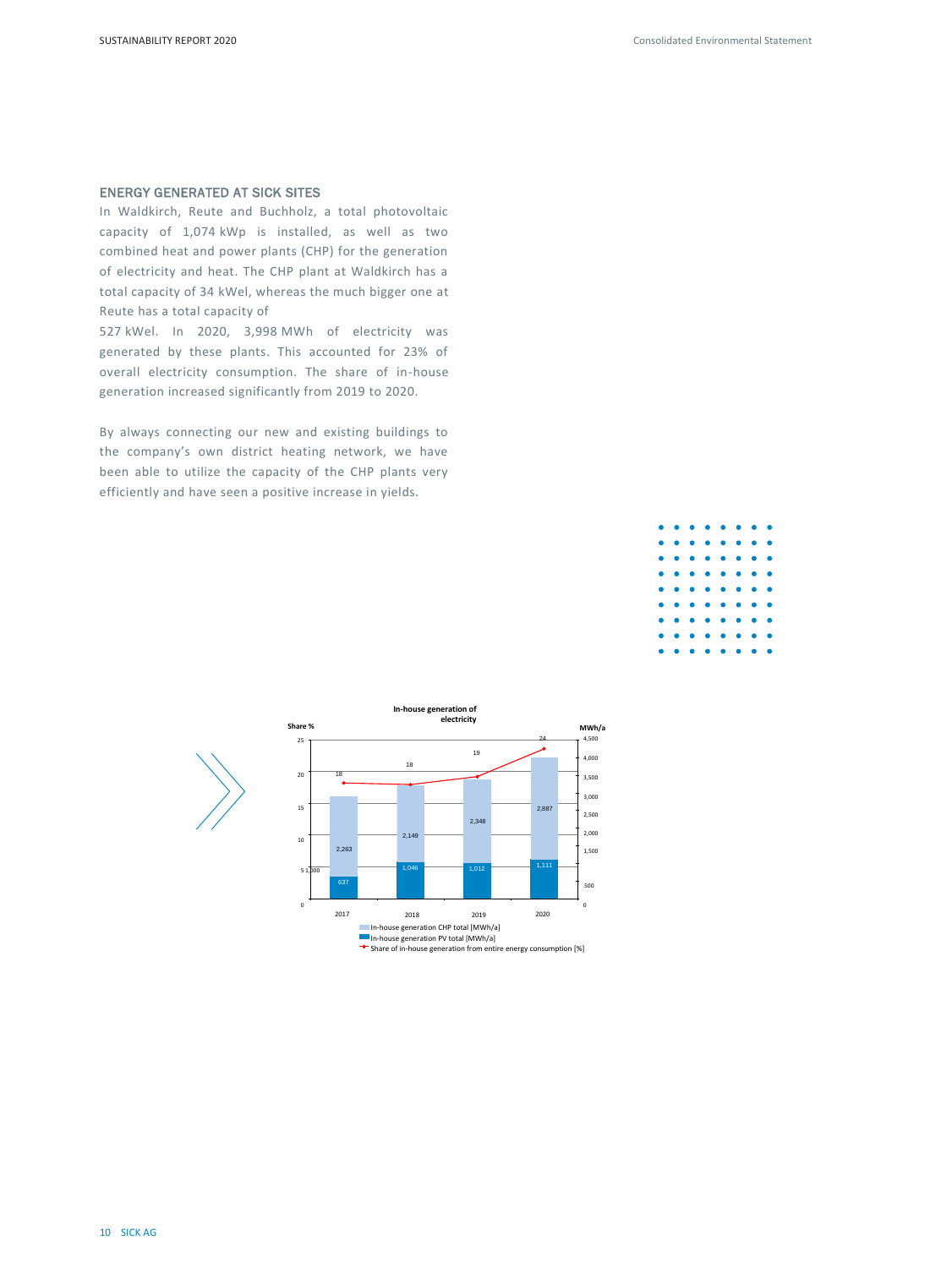## ENERGY GENERATED AT SICK SITES

In Waldkirch, Reute and Buchholz, a total photovoltaic capacity of 1,074 kWp is installed, as well as two combined heat and power plants (CHP) for the generation of electricity and heat. The CHP plant at Waldkirch has a total capacity of 34 kWel, whereas the much bigger one at Reute has a total capacity of 527 kWel. In 2020, 3,998 MWh of electricity was generated by these plants. This accounted for 23% of overall electricity consumption. The share of in-house generation increased significantly from 2019 to 2020.

By always connecting our new and existing buildings to the company's own district heating network, we have been able to utilize the capacity of the CHP plants very efficiently and have seen a positive increase in yields.

**In-house generation of electricity**

| Year | In-house generation CHP total [MWh/a] | In-house generation PV total [MWh/a] | Share of in-house generation from entire energy consumption [%] |
|---|---|---|---|
| 2017 | 2,263 | 637 | 18 |
| 2018 | 2,149 | 1,046 | 18 |
| 2019 | 2,348 | 1,012 | 19 |
| 2020 | 2,887 | 1,111 | 24 |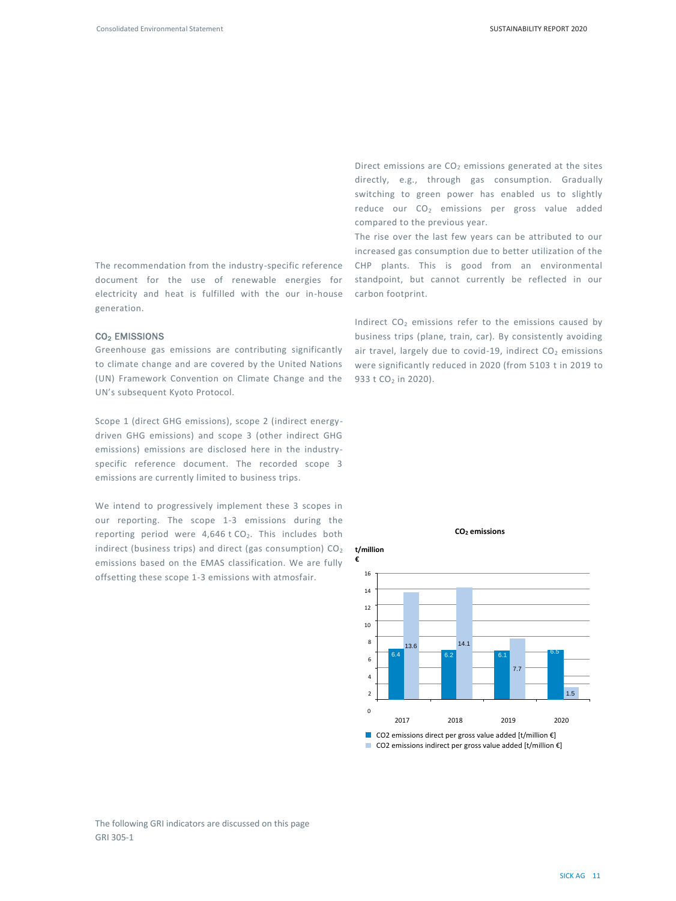The recommendation from the industry-specific reference document for the use of renewable energies for electricity and heat is fulfilled with the our in-house generation.

### $CO_2$ EMISSIONS

Greenhouse gas emissions are contributing significantly to climate change and are covered by the United Nations (UN) Framework Convention on Climate Change and the UN's subsequent Kyoto Protocol.

Scope 1 (direct GHG emissions), scope 2 (indirect energy-driven GHG emissions) and scope 3 (other indirect GHG emissions) emissions are disclosed here in the industry-specific reference document. The recorded scope 3 emissions are currently limited to business trips.

We intend to progressively implement these 3 scopes in our reporting. The scope 1-3 emissions during the reporting period were 4,646 t $CO_2$. This includes both indirect (business trips) and direct (gas consumption) $CO_2$ emissions based on the EMAS classification. We are fully offsetting these scope 1-3 emissions with atmosfair.

Direct emissions are $CO_2$ emissions generated at the sites directly, e.g., through gas consumption. Gradually switching to green power has enabled us to slightly reduce our $CO_2$ emissions per gross value added compared to the previous year.

The rise over the last few years can be attributed to our increased gas consumption due to better utilization of the CHP plants. This is good from an environmental standpoint, but cannot currently be reflected in our carbon footprint.

Indirect $CO_2$ emissions refer to the emissions caused by business trips (plane, train, car). By consistently avoiding air travel, largely due to covid-19, indirect $CO_2$ emissions were significantly reduced in 2020 (from 5103 t in 2019 to 933 t $CO_2$ in 2020).

**$CO_2$ emissions**

t/million €

| Year | $CO_2$ emissions direct per gross value added [t/million €] | $CO_2$ emissions indirect per gross value added [t/million €] |
|---|---|---|
| 2017 | 6.4 | 13.6 |
| 2018 | 6.2 | 14.1 |
| 2019 | 6.1 | 7.7 |
| 2020 | 6.5 | 1.5 |

The following GRI indicators are discussed on this page
GRI 305-1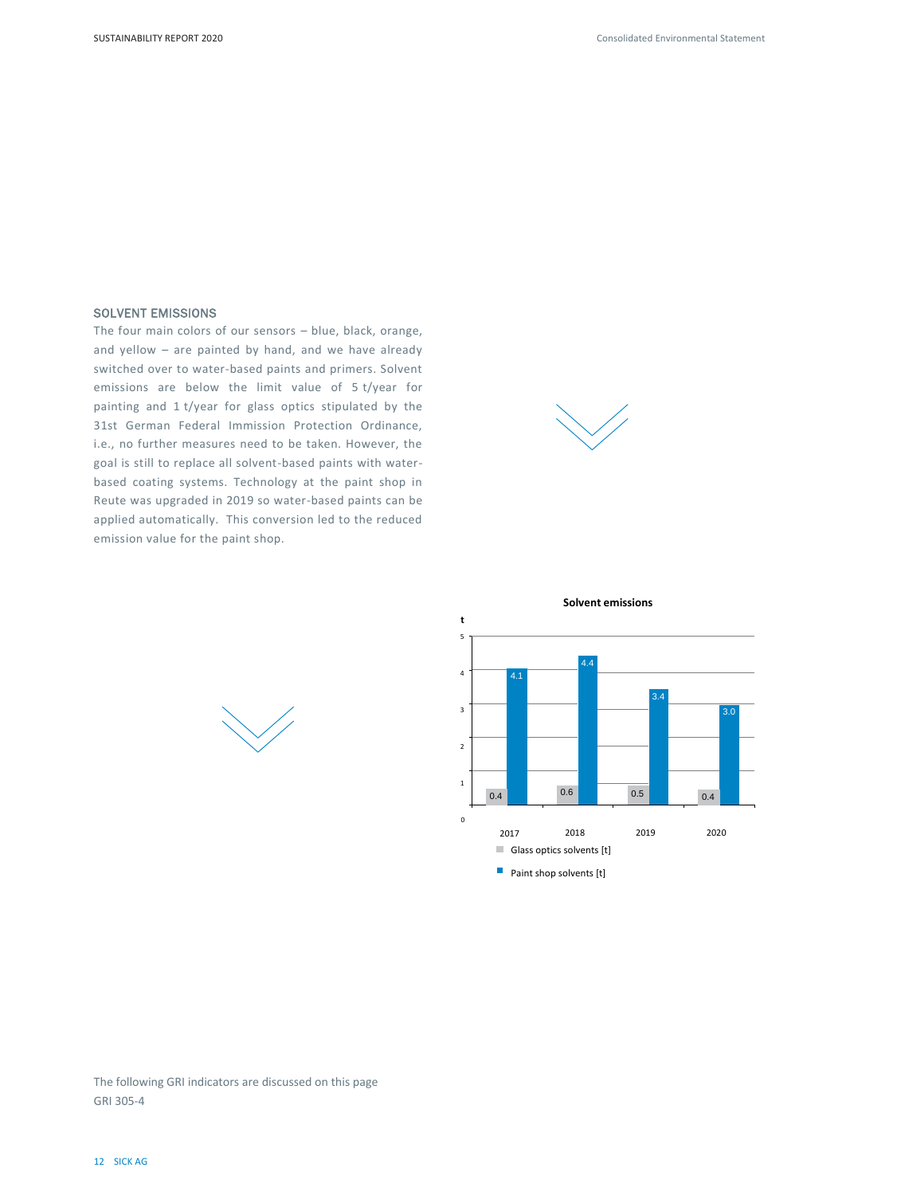## SOLVENT EMISSIONS

The four main colors of our sensors – blue, black, orange, and yellow – are painted by hand, and we have already switched over to water-based paints and primers. Solvent emissions are below the limit value of 5 t/year for painting and 1 t/year for glass optics stipulated by the 31st German Federal Immission Protection Ordinance, i.e., no further measures need to be taken. However, the goal is still to replace all solvent-based paints with water-based coating systems. Technology at the paint shop in Reute was upgraded in 2019 so water-based paints can be applied automatically. This conversion led to the reduced emission value for the paint shop.

**Solvent emissions**

| t | 2017 | 2018 | 2019 | 2020 |
|---|---|---|---|---|
| Glass optics solvents [t] | 0.4 | 0.6 | 0.5 | 0.4 |
| Paint shop solvents [t] | 4.1 | 4.4 | 3.4 | 3.0 |

The following GRI indicators are discussed on this page
GRI 305-4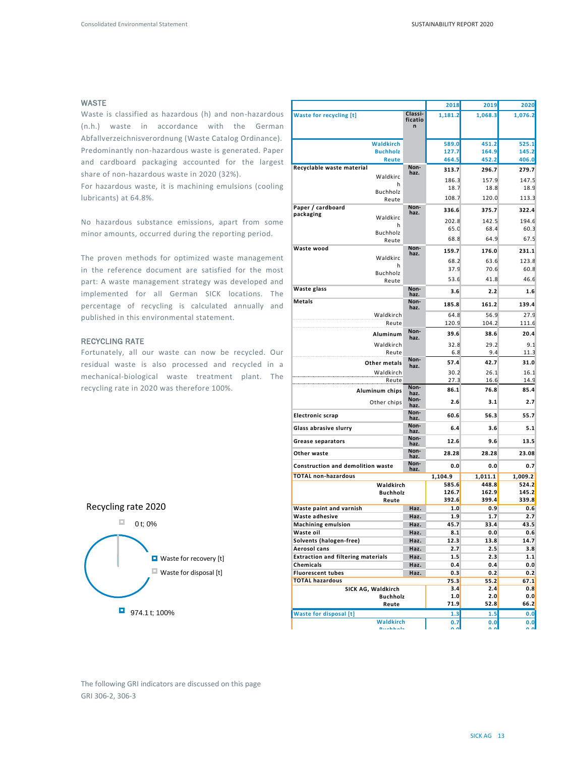## WASTE

Waste is classified as hazardous (h) and non-hazardous (n.h.) waste in accordance with the German Abfallverzeichnisverordnung (Waste Catalog Ordinance). Predominantly non-hazardous waste is generated. Paper and cardboard packaging accounted for the largest share of non-hazardous waste in 2020 (32%).

For hazardous waste, it is machining emulsions (cooling lubricants) at 64.8%.

No hazardous substance emissions, apart from some minor amounts, occurred during the reporting period.

The proven methods for optimized waste management in the reference document are satisfied for the most part: A waste management strategy was developed and implemented for all German SICK locations. The percentage of recycling is calculated annually and published in this environmental statement.

## RECYCLING RATE

Fortunately, all our waste can now be recycled. Our residual waste is also processed and recycled in a mechanical-biological waste treatment plant. The recycling rate in 2020 was therefore 100%.

Recycling rate 2020

- 0 t; 0%
- Waste for recovery [t]
- Waste for disposal [t]
- 974.1 t; 100%

| | Classification | 2018 | 2019 | 2020 |
|---|---|---|---|---|
| **Waste for recycling [t]** | | 1,181.2 | 1,068.3 | 1,076.2 |
| Waldkirch | | 589.0 | 451.2 | 525.1 |
| Buchholz | | 127.7 | 164.9 | 145.2 |
| Reute | | 464.5 | 452.2 | 406.0 |
| **Recyclable waste material** | Non-haz. | 313.7 | 296.7 | 279.7 |
| Waldkirch | | 186.3 | 157.9 | 147.5 |
| Buchholz | | 18.7 | 18.8 | 18.9 |
| Reute | | 108.7 | 120.0 | 113.3 |
| **Paper / cardboard packaging** | Non-haz. | 336.6 | 375.7 | 322.4 |
| Waldkirch | | 202.8 | 142.5 | 194.6 |
| Buchholz | | 65.0 | 68.4 | 60.3 |
| Reute | | 68.8 | 64.9 | 67.5 |
| **Waste wood** | Non-haz. | 159.7 | 176.0 | 231.1 |
| Waldkirch | | 68.2 | 63.6 | 123.8 |
| Buchholz | | 37.9 | 70.6 | 60.8 |
| Reute | | 53.6 | 41.8 | 46.6 |
| **Waste glass** | Non-haz. | 3.6 | 2.2 | 1.6 |
| **Metals** | Non-haz. | 185.8 | 161.2 | 139.4 |
| Waldkirch | | 64.8 | 56.9 | 27.9 |
| Reute | | 120.9 | 104.2 | 111.6 |
| Aluminum | Non-haz. | 39.6 | 38.6 | 20.4 |
| Waldkirch | | 32.8 | 29.2 | 9.1 |
| Reute | | 6.8 | 9.4 | 11.3 |
| Other metals | Non-haz. | 57.4 | 42.7 | 31.0 |
| Waldkirch | | 30.2 | 26.1 | 16.1 |
| Reute | | 27.3 | 16.6 | 14.9 |
| Aluminum chips | Non-haz. | 86.1 | 76.8 | 85.4 |
| Other chips | Non-haz. | 2.6 | 3.1 | 2.7 |
| **Electronic scrap** | Non-haz. | 60.6 | 56.3 | 55.7 |
| **Glass abrasive slurry** | Non-haz. | 6.4 | 3.6 | 5.1 |
| **Grease separators** | Non-haz. | 12.6 | 9.6 | 13.5 |
| **Other waste** | Non-haz. | 28.28 | 28.28 | 23.08 |
| **Construction and demolition waste** | Non-haz. | 0.0 | 0.0 | 0.7 |
| **TOTAL non-hazardous** | | 1,104.9 | 1,011.1 | 1,009.2 |
| Waldkirch | | 585.6 | 448.8 | 524.2 |
| Buchholz | | 126.7 | 162.9 | 145.2 |
| Reute | | 392.6 | 399.4 | 339.8 |
| **Waste paint and varnish** | Haz. | 1.0 | 0.9 | 0.6 |
| **Waste adhesive** | Haz. | 1.9 | 1.7 | 2.7 |
| **Machining emulsion** | Haz. | 45.7 | 33.4 | 43.5 |
| **Waste oil** | Haz. | 8.1 | 0.0 | 0.6 |
| **Solvents (halogen-free)** | Haz. | 12.3 | 13.8 | 14.7 |
| **Aerosol cans** | Haz. | 2.7 | 2.5 | 3.8 |
| **Extraction and filtering materials** | Haz. | 1.5 | 2.3 | 1.1 |
| **Chemicals** | Haz. | 0.4 | 0.4 | 0.0 |
| **Fluorescent tubes** | Haz. | 0.3 | 0.2 | 0.2 |
| **TOTAL hazardous** | | 75.3 | 55.2 | 67.1 |
| SICK AG, Waldkirch | | 3.4 | 2.4 | 0.8 |
| Buchholz | | 1.0 | 2.0 | 0.0 |
| Reute | | 71.9 | 52.8 | 66.2 |
| **Waste for disposal [t]** | | 1.3 | 1.5 | 0.0 |
| Waldkirch | | 0.7 | 0.0 | 0.0 |
| Buchholz | | 0.0 | 0.0 | 0.0 |

The following GRI indicators are discussed on this page
GRI 306-2, 306-3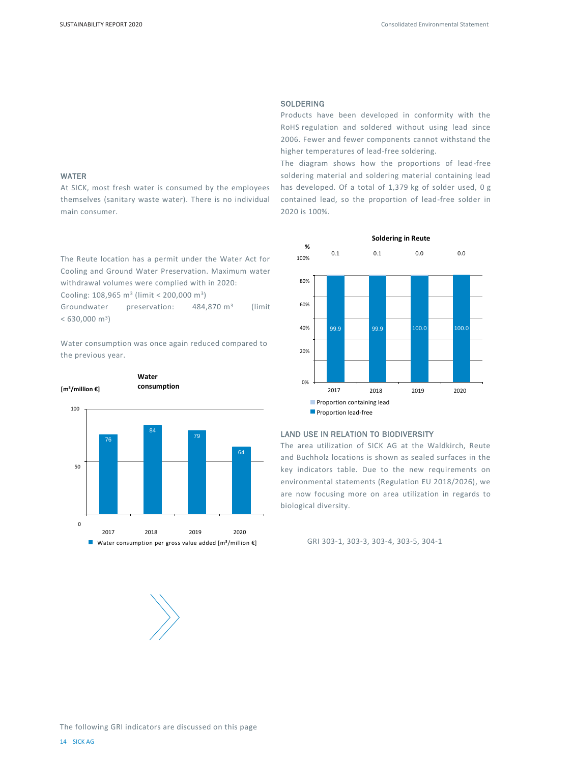## WATER

At SICK, most fresh water is consumed by the employees themselves (sanitary waste water). There is no individual main consumer.

The Reute location has a permit under the Water Act for Cooling and Ground Water Preservation. Maximum water withdrawal volumes were complied with in 2020:
Cooling: 108,965 $m^3$ (limit < 200,000 $m^3$)
Groundwater preservation: 484,870 $m^3$ (limit < 630,000 $m^3$)

Water consumption was once again reduced compared to the previous year.

**Water consumption**

[$m^3$/million €]

| Year | Water consumption per gross value added [$m^3$/million €] |
|---|---|
| 2017 | 76 |
| 2018 | 84 |
| 2019 | 79 |
| 2020 | 64 |

## SOLDERING

Products have been developed in conformity with the RoHS regulation and soldered without using lead since 2006. Fewer and fewer components cannot withstand the higher temperatures of lead-free soldering.

The diagram shows how the proportions of lead-free soldering material and soldering material containing lead has developed. Of a total of 1,379 kg of solder used, 0 g contained lead, so the proportion of lead-free solder in 2020 is 100%.

**Soldering in Reute**

| % | 2017 | 2018 | 2019 | 2020 |
|---|---|---|---|---|
| Proportion containing lead | 0.1 | 0.1 | 0.0 | 0.0 |
| Proportion lead-free | 99.9 | 99.9 | 100.0 | 100.0 |

## LAND USE IN RELATION TO BIODIVERSITY

The area utilization of SICK AG at the Waldkirch, Reute and Buchholz locations is shown as sealed surfaces in the key indicators table. Due to the new requirements on environmental statements (Regulation EU 2018/2026), we are now focusing more on area utilization in regards to biological diversity.

The following GRI indicators are discussed on this page
GRI 303-1, 303-3, 303-4, 303-5, 304-1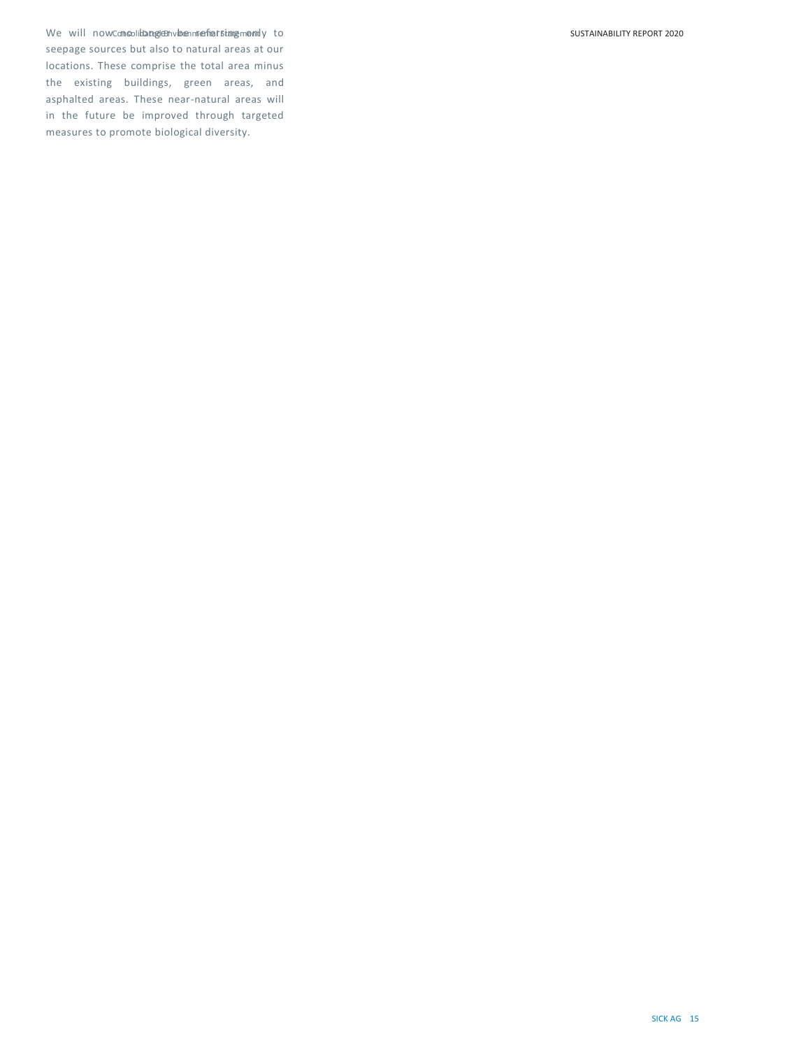We will now no longer be referring only to seepage sources but also to natural areas at our locations. These comprise the total area minus the existing buildings, green areas, and asphalted areas. These near-natural areas will in the future be improved through targeted measures to promote biological diversity.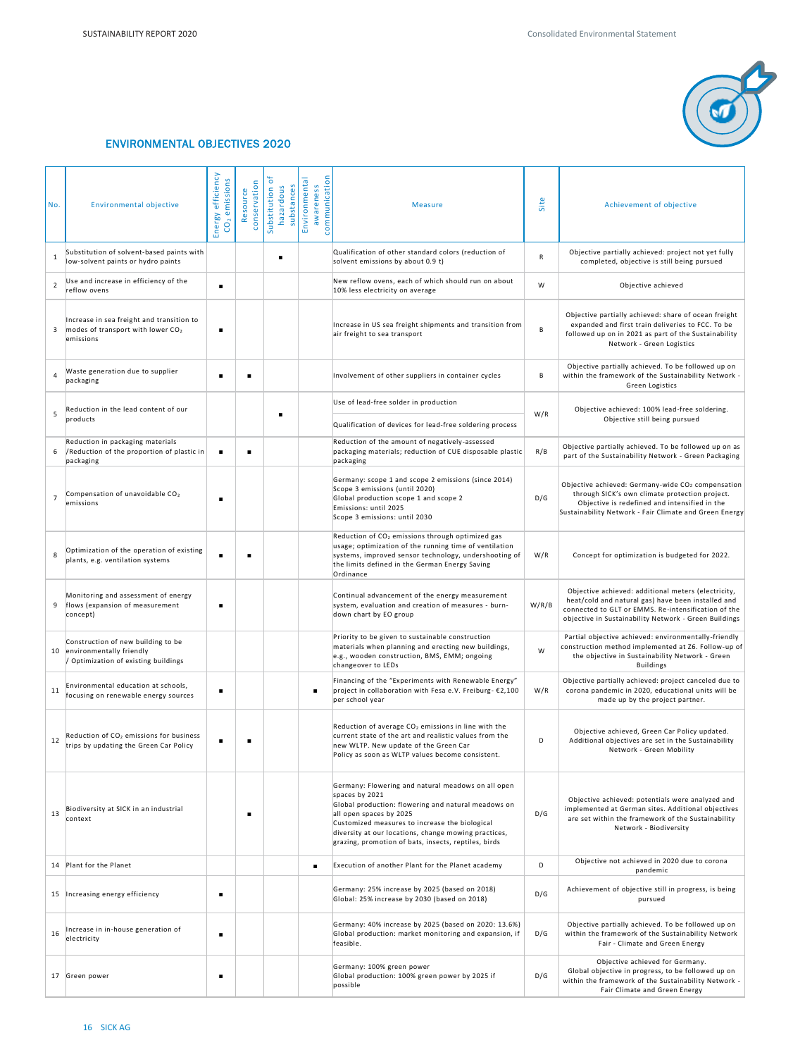## ENVIRONMENTAL OBJECTIVES 2020

| No. | Environmental objective | Energy efficiency $CO_2$ emissions | Resource conservation | Substitution of hazardous substances | Environmental awareness communication | Measure | Site | Achievement of objective |
|---|---|---|---|---|---|---|---|---|
| 1 | Substitution of solvent-based paints with low-solvent paints or hydro paints | | | ■ | | Qualification of other standard colors (reduction of solvent emissions by about 0.9 t) | R | Objective partially achieved: project not yet fully completed, objective is still being pursued |
| 2 | Use and increase in efficiency of the reflow ovens | ■ | | | | New reflow ovens, each of which should run on about 10% less electricity on average | W | Objective achieved |
| 3 | Increase in sea freight and transition to modes of transport with lower $CO_2$ emissions | ■ | | | | Increase in US sea freight shipments and transition from air freight to sea transport | B | Objective partially achieved: share of ocean freight expanded and first train deliveries to FCC. To be followed up on in 2021 as part of the Sustainability Network - Green Logistics |
| 4 | Waste generation due to supplier packaging | ■ | ■ | | | Involvement of other suppliers in container cycles | B | Objective partially achieved. To be followed up on within the framework of the Sustainability Network - Green Logistics |
| 5 | Reduction in the lead content of our products | | | ■ | | Use of lead-free solder in production; Qualification of devices for lead-free soldering process | W/R | Objective achieved: 100% lead-free soldering. Objective still being pursued |
| 6 | Reduction in packaging materials /Reduction of the proportion of plastic in packaging | ■ | ■ | | | Reduction of the amount of negatively-assessed packaging materials; reduction of CUE disposable plastic packaging | R/B | Objective partially achieved. To be followed up on as part of the Sustainability Network - Green Packaging |
| 7 | Compensation of unavoidable $CO_2$ emissions | ■ | | | | Germany: scope 1 and scope 2 emissions (since 2014) Scope 3 emissions (until 2020) Global production scope 1 and scope 2 Emissions: until 2025 Scope 3 emissions: until 2030 | D/G | Objective achieved: Germany-wide $CO_2$ compensation through SICK's own climate protection project. Objective is redefined and intensified in the Sustainability Network - Fair Climate and Green Energy |
| 8 | Optimization of the operation of existing plants, e.g. ventilation systems | ■ | ■ | | | Reduction of $CO_2$ emissions through optimized gas usage; optimization of the running time of ventilation systems, improved sensor technology, undershooting of the limits defined in the German Energy Saving Ordinance | W/R | Concept for optimization is budgeted for 2022. |
| 9 | Monitoring and assessment of energy flows (expansion of measurement concept) | ■ | | | | Continual advancement of the energy measurement system, evaluation and creation of measures - burn-down chart by EO group | W/R/B | Objective achieved: additional meters (electricity, heat/cold and natural gas) have been installed and connected to GLT or EMMS. Re-intensification of the objective in Sustainability Network - Green Buildings |
| 10 | Construction of new building to be environmentally friendly / Optimization of existing buildings | | | | | Priority to be given to sustainable construction materials when planning and erecting new buildings, e.g., wooden construction, BMS, EMM; ongoing changeover to LEDs | W | Partial objective achieved: environmentally-friendly construction method implemented at Z6. Follow-up of the objective in Sustainability Network - Green Buildings |
| 11 | Environmental education at schools, focusing on renewable energy sources | ■ | | | ■ | Financing of the "Experiments with Renewable Energy" project in collaboration with Fesa e.V. Freiburg- €2,100 per school year | W/R | Objective partially achieved: project canceled due to corona pandemic in 2020, educational units will be made up by the project partner. |
| 12 | Reduction of $CO_2$ emissions for business trips by updating the Green Car Policy | ■ | ■ | | | Reduction of average $CO_2$ emissions in line with the current state of the art and realistic values from the new WLTP. New update of the Green Car Policy as soon as WLTP values become consistent. | D | Objective achieved, Green Car Policy updated. Additional objectives are set in the Sustainability Network - Green Mobility |
| 13 | Biodiversity at SICK in an industrial context | | ■ | | | Germany: Flowering and natural meadows on all open spaces by 2021 Global production: flowering and natural meadows on all open spaces by 2025 Customized measures to increase the biological diversity at our locations, change mowing practices, grazing, promotion of bats, insects, reptiles, birds | D/G | Objective achieved: potentials were analyzed and implemented at German sites. Additional objectives are set within the framework of the Sustainability Network - Biodiversity |
| 14 | Plant for the Planet | | | | ■ | Execution of another Plant for the Planet academy | D | Objective not achieved in 2020 due to corona pandemic |
| 15 | Increasing energy efficiency | ■ | | | | Germany: 25% increase by 2025 (based on 2018) Global: 25% increase by 2030 (based on 2018) | D/G | Achievement of objective still in progress, is being pursued |
| 16 | Increase in in-house generation of electricity | ■ | | | | Germany: 40% increase by 2025 (based on 2020: 13.6%) Global production: market monitoring and expansion, if feasible. | D/G | Objective partially achieved. To be followed up on within the framework of the Sustainability Network Fair - Climate and Green Energy |
| 17 | Green power | ■ | | | | Germany: 100% green power Global production: 100% green power by 2025 if possible | D/G | Objective achieved for Germany. Global objective in progress, to be followed up on within the framework of the Sustainability Network - Fair Climate and Green Energy |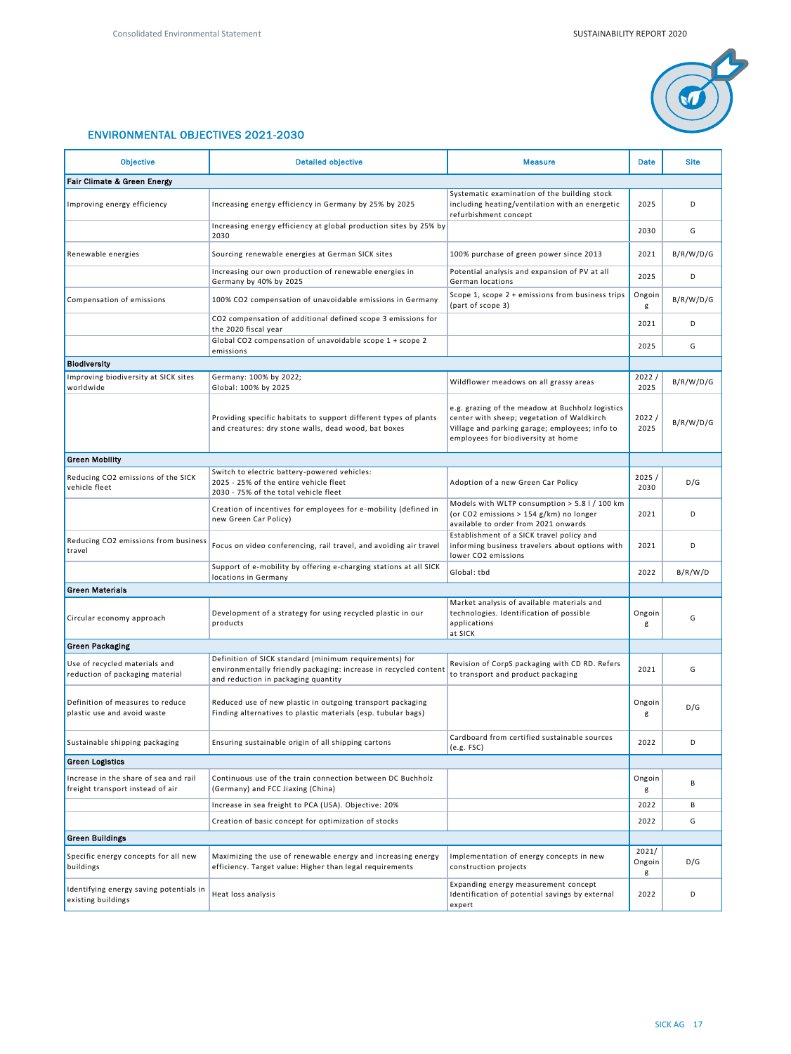## ENVIRONMENTAL OBJECTIVES 2021-2030

| Objective | Detailed objective | Measure | Date | Site |
|---|---|---|---|---|
| **Fair Climate & Green Energy** | | | | |
| Improving energy efficiency | Increasing energy efficiency in Germany by 25% by 2025 | Systematic examination of the building stock including heating/ventilation with an energetic refurbishment concept | 2025 | D |
| | Increasing energy efficiency at global production sites by 25% by 2030 | | 2030 | G |
| Renewable energies | Sourcing renewable energies at German SICK sites | 100% purchase of green power since 2013 | 2021 | B/R/W/D/G |
| | Increasing our own production of renewable energies in Germany by 40% by 2025 | Potential analysis and expansion of PV at all German locations | 2025 | D |
| Compensation of emissions | 100% $CO_2$ compensation of unavoidable emissions in Germany | Scope 1, scope 2 + emissions from business trips (part of scope 3) | Ongoing | B/R/W/D/G |
| | $CO_2$ compensation of additional defined scope 3 emissions for the 2020 fiscal year | | 2021 | D |
| | Global $CO_2$ compensation of unavoidable scope 1 + scope 2 emissions | | 2025 | G |
| **Biodiversity** | | | | |
| Improving biodiversity at SICK sites worldwide | Germany: 100% by 2022; Global: 100% by 2025 | Wildflower meadows on all grassy areas | 2022 / 2025 | B/R/W/D/G |
| | Providing specific habitats to support different types of plants and creatures: dry stone walls, dead wood, bat boxes | e.g. grazing of the meadow at Buchholz logistics center with sheep; vegetation of Waldkirch Village and parking garage; employees; info to employees for biodiversity at home | 2022 / 2025 | B/R/W/D/G |
| **Green Mobility** | | | | |
| Reducing $CO_2$ emissions of the SICK vehicle fleet | Switch to electric battery-powered vehicles: 2025 - 25% of the entire vehicle fleet 2030 - 75% of the total vehicle fleet | Adoption of a new Green Car Policy | 2025 / 2030 | D/G |
| | Creation of incentives for employees for e-mobility (defined in new Green Car Policy) | Models with WLTP consumption > 5.8 l / 100 km (or $CO_2$ emissions > 154 g/km) no longer available to order from 2021 onwards | 2021 | D |
| Reducing $CO_2$ emissions from business travel | Focus on video conferencing, rail travel, and avoiding air travel | Establishment of a SICK travel policy and informing business travelers about options with lower $CO_2$ emissions | 2021 | D |
| | Support of e-mobility by offering e-charging stations at all SICK locations in Germany | Global: tbd | 2022 | B/R/W/D |
| **Green Materials** | | | | |
| Circular economy approach | Development of a strategy for using recycled plastic in our products | Market analysis of available materials and technologies. Identification of possible applications at SICK | Ongoing | G |
| **Green Packaging** | | | | |
| Use of recycled materials and reduction of packaging material | Definition of SICK standard (minimum requirements) for environmentally friendly packaging: increase in recycled content and reduction in packaging quantity | Revision of CorpS packaging with CD RD. Refers to transport and product packaging | 2021 | G |
| Definition of measures to reduce plastic use and avoid waste | Reduced use of new plastic in outgoing transport packaging Finding alternatives to plastic materials (esp. tubular bags) | | Ongoing | D/G |
| Sustainable shipping packaging | Ensuring sustainable origin of all shipping cartons | Cardboard from certified sustainable sources (e.g. FSC) | 2022 | D |
| **Green Logistics** | | | | |
| Increase in the share of sea and rail freight transport instead of air | Continuous use of the train connection between DC Buchholz (Germany) and FCC Jiaxing (China) | | Ongoing | B |
| | Increase in sea freight to PCA (USA). Objective: 20% | | 2022 | B |
| | Creation of basic concept for optimization of stocks | | 2022 | G |
| **Green Buildings** | | | | |
| Specific energy concepts for all new buildings | Maximizing the use of renewable energy and increasing energy efficiency. Target value: Higher than legal requirements | Implementation of energy concepts in new construction projects | 2021/ Ongoing | D/G |
| Identifying energy saving potentials in existing buildings | Heat loss analysis | Expanding energy measurement concept Identification of potential savings by external expert | 2022 | D |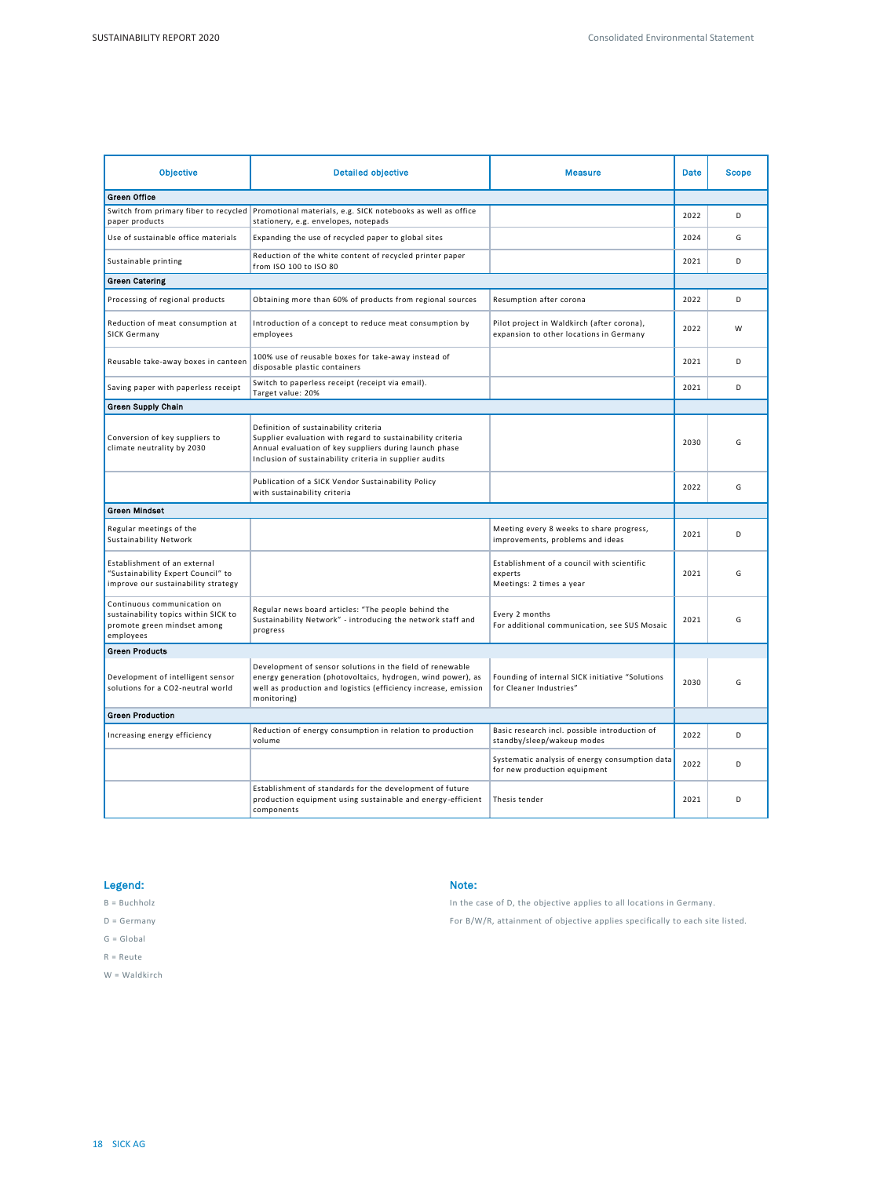| Objective | Detailed objective | Measure | Date | Scope |
|---|---|---|---|---|
| **Green Office** | | | | |
| Switch from primary fiber to recycled paper products | Promotional materials, e.g. SICK notebooks as well as office stationery, e.g. envelopes, notepads | | 2022 | D |
| Use of sustainable office materials | Expanding the use of recycled paper to global sites | | 2024 | G |
| Sustainable printing | Reduction of the white content of recycled printer paper from ISO 100 to ISO 80 | | 2021 | D |
| **Green Catering** | | | | |
| Processing of regional products | Obtaining more than 60% of products from regional sources | Resumption after corona | 2022 | D |
| Reduction of meat consumption at SICK Germany | Introduction of a concept to reduce meat consumption by employees | Pilot project in Waldkirch (after corona), expansion to other locations in Germany | 2022 | W |
| Reusable take-away boxes in canteen | 100% use of reusable boxes for take-away instead of disposable plastic containers | | 2021 | D |
| Saving paper with paperless receipt | Switch to paperless receipt (receipt via email). Target value: 20% | | 2021 | D |
| **Green Supply Chain** | | | | |
| Conversion of key suppliers to climate neutrality by 2030 | Definition of sustainability criteria<br>Supplier evaluation with regard to sustainability criteria<br>Annual evaluation of key suppliers during launch phase<br>Inclusion of sustainability criteria in supplier audits | | 2030 | G |
| | Publication of a SICK Vendor Sustainability Policy with sustainability criteria | | 2022 | G |
| **Green Mindset** | | | | |
| Regular meetings of the Sustainability Network | | Meeting every 8 weeks to share progress, improvements, problems and ideas | 2021 | D |
| Establishment of an external "Sustainability Expert Council" to improve our sustainability strategy | | Establishment of a council with scientific experts<br>Meetings: 2 times a year | 2021 | G |
| Continuous communication on sustainability topics within SICK to promote green mindset among employees | Regular news board articles: "The people behind the Sustainability Network" - introducing the network staff and progress | Every 2 months<br>For additional communication, see SUS Mosaic | 2021 | G |
| **Green Products** | | | | |
| Development of intelligent sensor solutions for a CO2-neutral world | Development of sensor solutions in the field of renewable energy generation (photovoltaics, hydrogen, wind power), as well as production and logistics (efficiency increase, emission monitoring) | Founding of internal SICK initiative "Solutions for Cleaner Industries" | 2030 | G |
| **Green Production** | | | | |
| Increasing energy efficiency | Reduction of energy consumption in relation to production volume | Basic research incl. possible introduction of standby/sleep/wakeup modes | 2022 | D |
| | | Systematic analysis of energy consumption data for new production equipment | 2022 | D |
| | Establishment of standards for the development of future production equipment using sustainable and energy-efficient components | Thesis tender | 2021 | D |

**Legend:**

B = Buchholz

D = Germany

G = Global

R = Reute

W = Waldkirch

**Note:**

In the case of D, the objective applies to all locations in Germany.

For B/W/R, attainment of objective applies specifically to each site listed.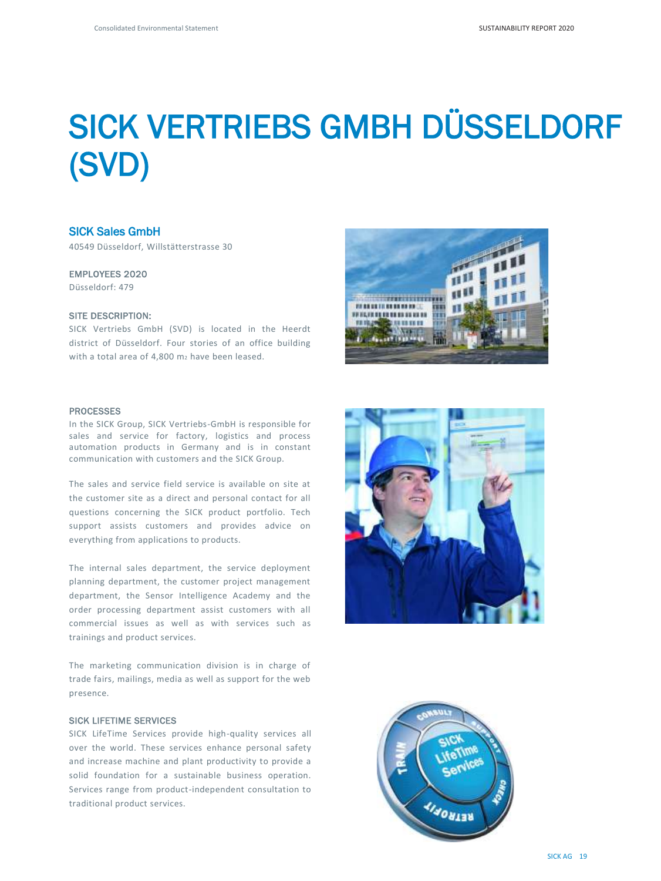# SICK VERTRIEBS GMBH DÜSSELDORF (SVD)

## SICK Sales GmbH

40549 Düsseldorf, Willstätterstrasse 30

### EMPLOYEES 2020

Düsseldorf: 479

### SITE DESCRIPTION:

SICK Vertriebs GmbH (SVD) is located in the Heerdt district of Düsseldorf. Four stories of an office building with a total area of 4,800 $m_2$ have been leased.

### PROCESSES

In the SICK Group, SICK Vertriebs-GmbH is responsible for sales and service for factory, logistics and process automation products in Germany and is in constant communication with customers and the SICK Group.

The sales and service field service is available on site at the customer site as a direct and personal contact for all questions concerning the SICK product portfolio. Tech support assists customers and provides advice on everything from applications to products.

The internal sales department, the service deployment planning department, the customer project management department, the Sensor Intelligence Academy and the order processing department assist customers with all commercial issues as well as with services such as trainings and product services.

The marketing communication division is in charge of trade fairs, mailings, media as well as support for the web presence.

### SICK LIFETIME SERVICES

SICK LifeTime Services provide high-quality services all over the world. These services enhance personal safety and increase machine and plant productivity to provide a solid foundation for a sustainable business operation. Services range from product-independent consultation to traditional product services.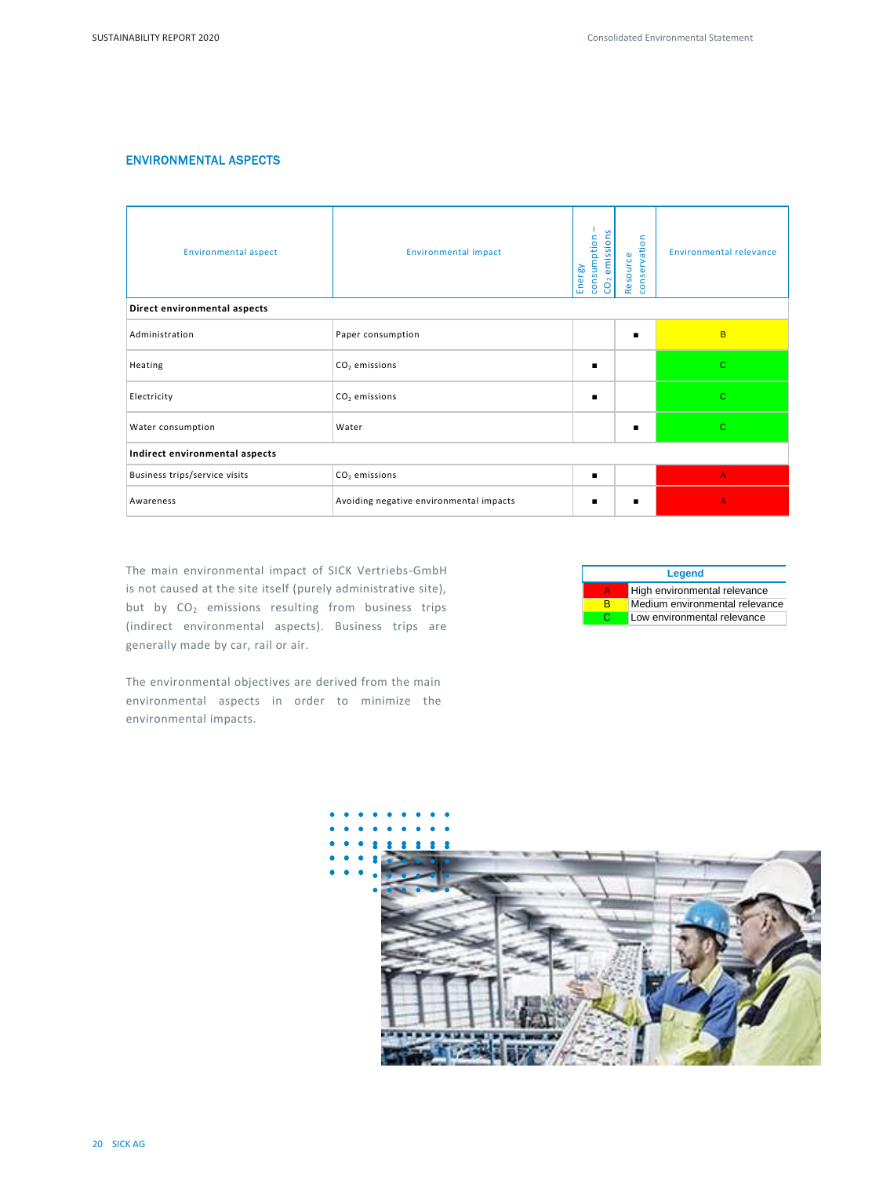## ENVIRONMENTAL ASPECTS

| Environmental aspect | Environmental impact | Energy consumption – $CO_2$ emissions | Resource conservation | Environmental relevance |
|---|---|---|---|---|
| **Direct environmental aspects** | | | | |
| Administration | Paper consumption | | ■ | B |
| Heating | $CO_2$ emissions | ■ | | C |
| Electricity | $CO_2$ emissions | ■ | | C |
| Water consumption | Water | | ■ | C |
| **Indirect environmental aspects** | | | | |
| Business trips/service visits | $CO_2$ emissions | ■ | | A |
| Awareness | Avoiding negative environmental impacts | ■ | ■ | A |

| Legend | |
|---|---|
| A | High environmental relevance |
| B | Medium environmental relevance |
| C | Low environmental relevance |

The main environmental impact of SICK Vertriebs-GmbH is not caused at the site itself (purely administrative site), but by $CO_2$ emissions resulting from business trips (indirect environmental aspects). Business trips are generally made by car, rail or air.

The environmental objectives are derived from the main environmental aspects in order to minimize the environmental impacts.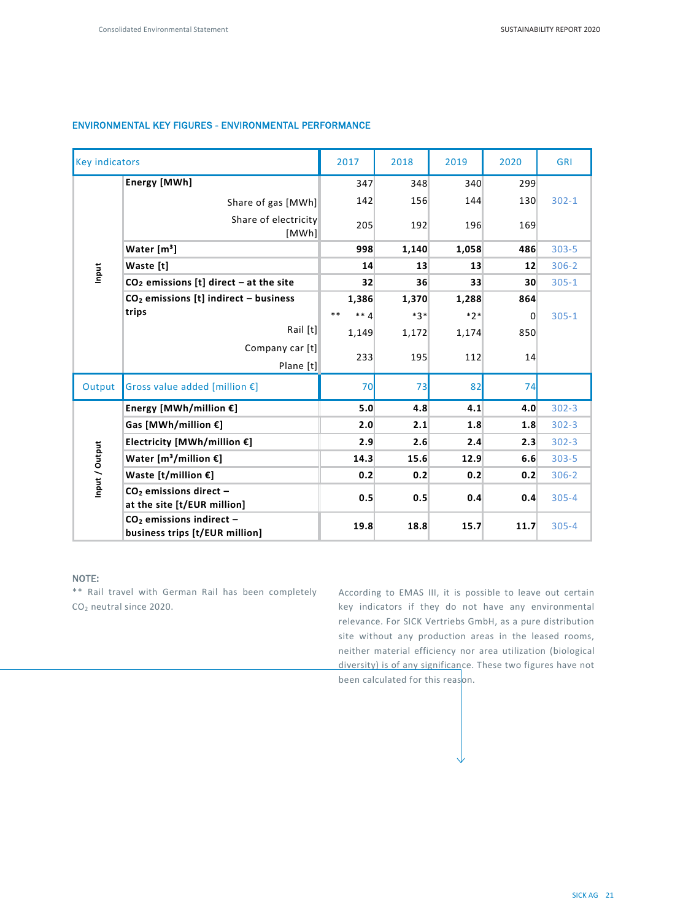## ENVIRONMENTAL KEY FIGURES - ENVIRONMENTAL PERFORMANCE

| Key indicators | | 2017 | 2018 | 2019 | 2020 | GRI |
|---|---|---|---|---|---|---|
| Input | **Energy [MWh]** | 347 | 348 | 340 | 299 | |
| | Share of gas [MWh] | 142 | 156 | 144 | 130 | 302-1 |
| | Share of electricity [MWh] | 205 | 192 | 196 | 169 | |
| | **Water [m³]** | **998** | **1,140** | **1,058** | **486** | 303-5 |
| | **Waste [t]** | **14** | **13** | **13** | **12** | 306-2 |
| | **$CO_2$ emissions [t] direct – at the site** | **32** | **36** | **33** | **30** | 305-1 |
| | **$CO_2$ emissions [t] indirect – business trips** | **1,386** | **1,370** | **1,288** | **864** | |
| | | ** ** 4 | *3* | *2* | 0 | 305-1 |
| | Rail [t] | 1,149 | 1,172 | 1,174 | 850 | |
| | Company car [t] | 233 | 195 | 112 | 14 | |
| | Plane [t] | | | | | |
| Output | Gross value added [million €] | 70 | 73 | 82 | 74 | |
| Input / Output | **Energy [MWh/million €]** | **5.0** | **4.8** | **4.1** | **4.0** | 302-3 |
| | **Gas [MWh/million €]** | **2.0** | **2.1** | **1.8** | **1.8** | 302-3 |
| | **Electricity [MWh/million €]** | **2.9** | **2.6** | **2.4** | **2.3** | 302-3 |
| | **Water [m³/million €]** | **14.3** | **15.6** | **12.9** | **6.6** | 303-5 |
| | **Waste [t/million €]** | **0.2** | **0.2** | **0.2** | **0.2** | 306-2 |
| | **$CO_2$ emissions direct – at the site [t/EUR million]** | **0.5** | **0.5** | **0.4** | **0.4** | 305-4 |
| | **$CO_2$ emissions indirect – business trips [t/EUR million]** | **19.8** | **18.8** | **15.7** | **11.7** | 305-4 |

**NOTE:**

** Rail travel with German Rail has been completely $CO_2$ neutral since 2020.

According to EMAS III, it is possible to leave out certain key indicators if they do not have any environmental relevance. For SICK Vertriebs GmbH, as a pure distribution site without any production areas in the leased rooms, neither material efficiency nor area utilization (biological diversity) is of any significance. These two figures have not been calculated for this reason.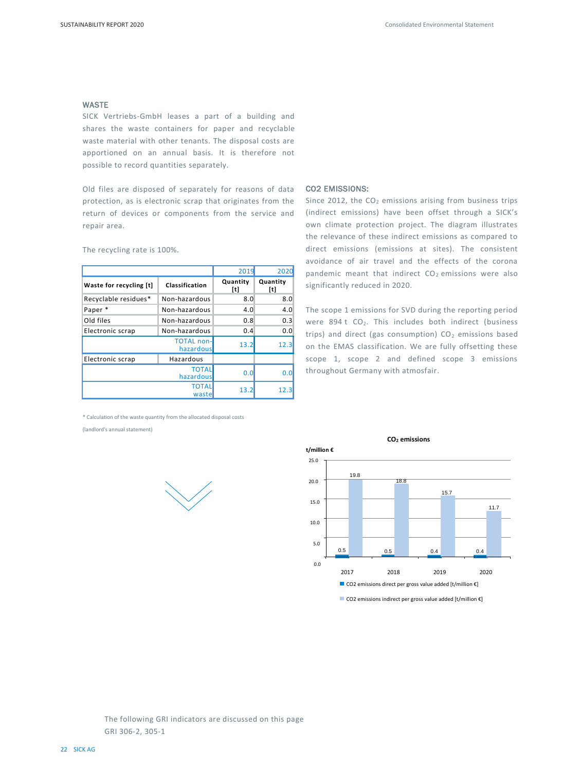## WASTE

SICK Vertriebs-GmbH leases a part of a building and shares the waste containers for paper and recyclable waste material with other tenants. The disposal costs are apportioned on an annual basis. It is therefore not possible to record quantities separately.

Old files are disposed of separately for reasons of data protection, as is electronic scrap that originates from the return of devices or components from the service and repair area.

The recycling rate is 100%.

| | | 2019 | 2020 |
|---|---|---|---|
| **Waste for recycling [t]** | **Classification** | **Quantity [t]** | **Quantity [t]** |
| Recyclable residues* | Non-hazardous | 8.0 | 8.0 |
| Paper * | Non-hazardous | 4.0 | 4.0 |
| Old files | Non-hazardous | 0.8 | 0.3 |
| Electronic scrap | Non-hazardous | 0.4 | 0.0 |
| | TOTAL non-hazardous | 13.2 | 12.3 |
| Electronic scrap | Hazardous | | |
| | TOTAL hazardous | 0.0 | 0.0 |
| | TOTAL waste | 13.2 | 12.3 |

\* Calculation of the waste quantity from the allocated disposal costs (landlord's annual statement)

## CO2 EMISSIONS:

Since 2012, the $CO_2$ emissions arising from business trips (indirect emissions) have been offset through a SICK's own climate protection project. The diagram illustrates the relevance of these indirect emissions as compared to direct emissions (emissions at sites). The consistent avoidance of air travel and the effects of the corona pandemic meant that indirect $CO_2$ emissions were also significantly reduced in 2020.

The scope 1 emissions for SVD during the reporting period were 894 t $CO_2$. This includes both indirect (business trips) and direct (gas consumption) $CO_2$ emissions based on the EMAS classification. We are fully offsetting these scope 1, scope 2 and defined scope 3 emissions throughout Germany with atmosfair.

**$CO_2$ emissions**

t/million €

| | 2017 | 2018 | 2019 | 2020 |
|---|---|---|---|---|
| CO2 emissions direct per gross value added [t/million €] | 0.5 | 0.5 | 0.4 | 0.4 |
| CO2 emissions indirect per gross value added [t/million €] | 19.8 | 18.8 | 15.7 | 11.7 |

The following GRI indicators are discussed on this page
GRI 306-2, 305-1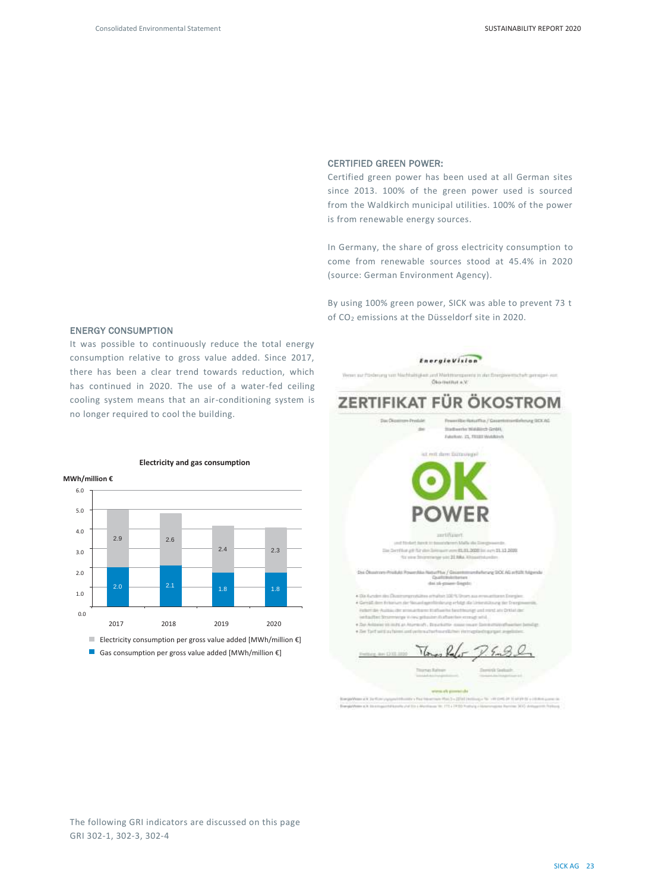## CERTIFIED GREEN POWER:

Certified green power has been used at all German sites since 2013. 100% of the green power used is sourced from the Waldkirch municipal utilities. 100% of the power is from renewable energy sources.

In Germany, the share of gross electricity consumption to come from renewable sources stood at 45.4% in 2020 (source: German Environment Agency).

By using 100% green power, SICK was able to prevent 73 t of $CO_2$ emissions at the Düsseldorf site in 2020.

## ENERGY CONSUMPTION

It was possible to continuously reduce the total energy consumption relative to gross value added. Since 2017, there has been a clear trend towards reduction, which has continued in 2020. The use of a water-fed ceiling cooling system means that an air-conditioning system is no longer required to cool the building.

**Electricity and gas consumption**

MWh/million €

| Year | Electricity consumption per gross value added [MWh/million €] | Gas consumption per gross value added [MWh/million €] |
|---|---|---|
| 2017 | 2.9 | 2.0 |
| 2018 | 2.6 | 2.1 |
| 2019 | 2.4 | 1.8 |
| 2020 | 2.3 | 1.8 |

**ZERTIFIKAT FÜR ÖKOSTROM**

OK POWER

The following GRI indicators are discussed on this page
GRI 302-1, 302-3, 302-4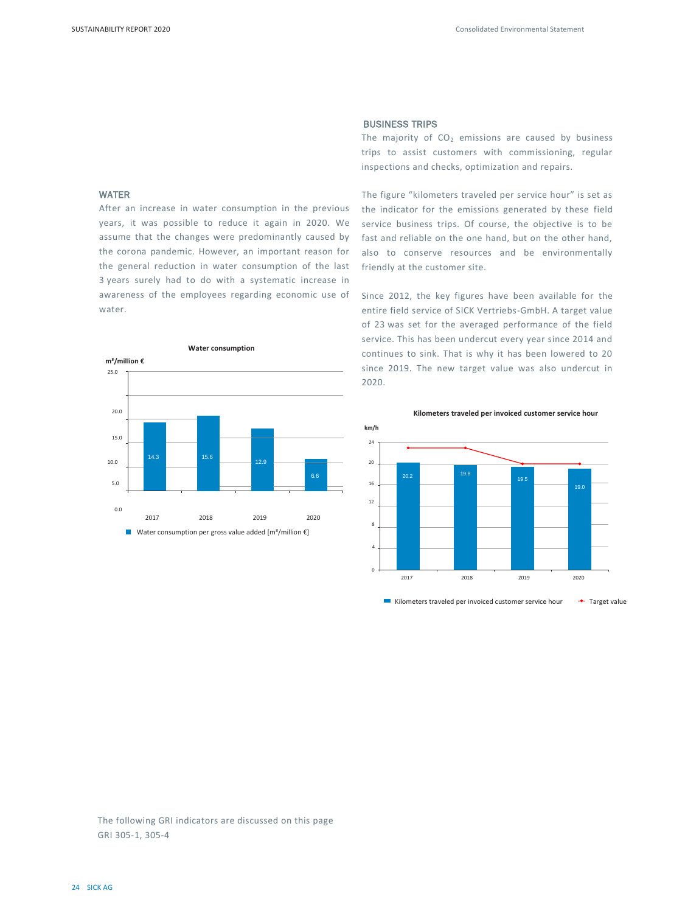## WATER

After an increase in water consumption in the previous years, it was possible to reduce it again in 2020. We assume that the changes were predominantly caused by the corona pandemic. However, an important reason for the general reduction in water consumption of the last 3 years surely had to do with a systematic increase in awareness of the employees regarding economic use of water.

**Water consumption**

| Year | Water consumption per gross value added [m³/million €] |
|---|---|
| 2017 | 14.3 |
| 2018 | 15.6 |
| 2019 | 12.9 |
| 2020 | 6.6 |

## BUSINESS TRIPS

The majority of $CO_2$ emissions are caused by business trips to assist customers with commissioning, regular inspections and checks, optimization and repairs.

The figure "kilometers traveled per service hour" is set as the indicator for the emissions generated by these field service business trips. Of course, the objective is to be fast and reliable on the one hand, but on the other hand, also to conserve resources and be environmentally friendly at the customer site.

Since 2012, the key figures have been available for the entire field service of SICK Vertriebs-GmbH. A target value of 23 was set for the averaged performance of the field service. This has been undercut every year since 2014 and continues to sink. That is why it has been lowered to 20 since 2019. The new target value was also undercut in 2020.

**Kilometers traveled per invoiced customer service hour**

| Year | Kilometers traveled per invoiced customer service hour (km/h) |
|---|---|
| 2017 | 20.2 |
| 2018 | 19.8 |
| 2019 | 19.5 |
| 2020 | 19.0 |

The following GRI indicators are discussed on this page
GRI 305-1, 305-4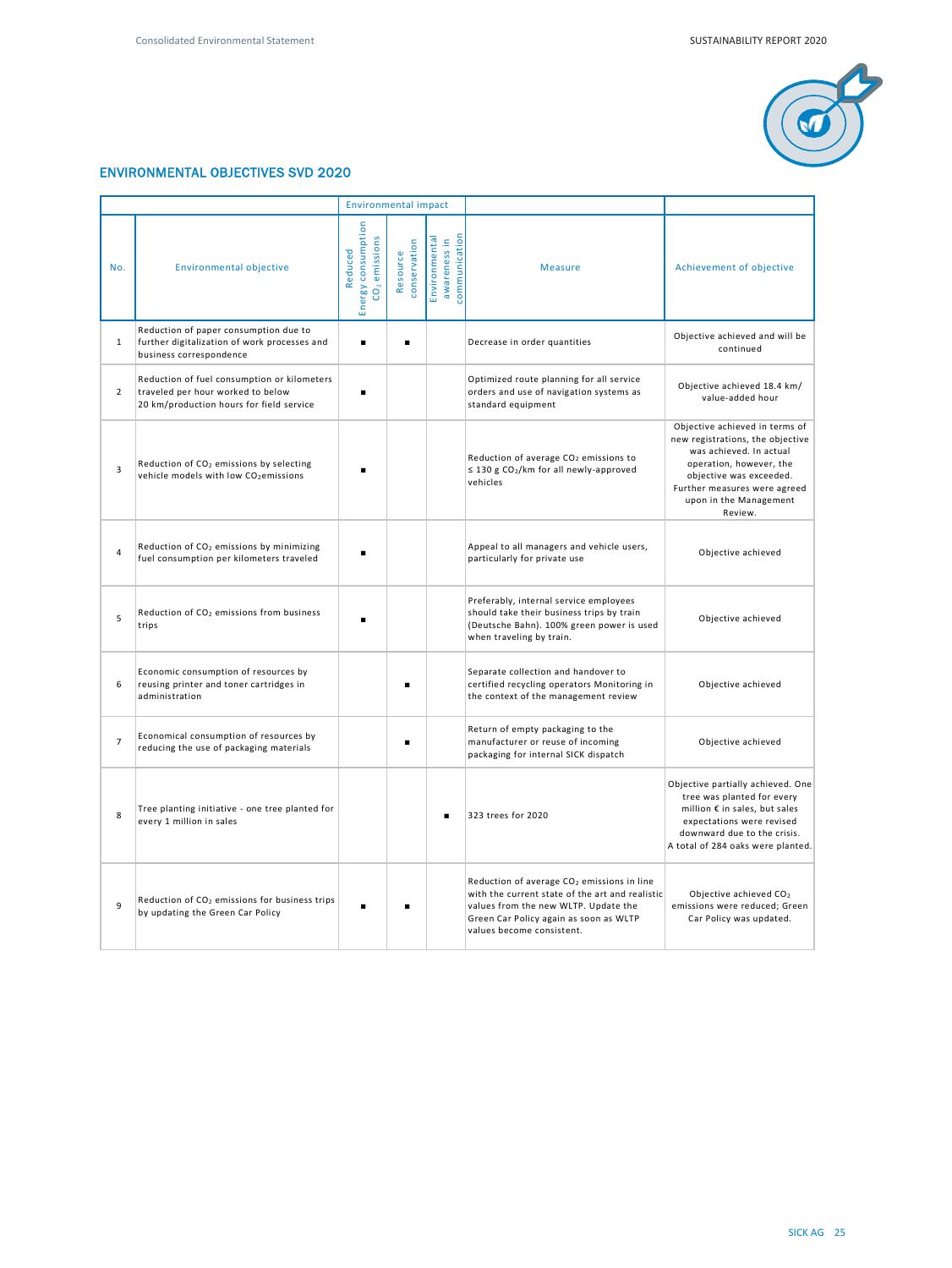## ENVIRONMENTAL OBJECTIVES SVD 2020

| | | Environmental impact | | | | |
|---|---|---|---|---|---|---|
| No. | Environmental objective | Reduced Energy consumption $CO_2$ emissions | Resource conservation | Environmental awareness in communication | Measure | Achievement of objective |
| 1 | Reduction of paper consumption due to further digitalization of work processes and business correspondence | ■ | ■ | | Decrease in order quantities | Objective achieved and will be continued |
| 2 | Reduction of fuel consumption or kilometers traveled per hour worked to below 20 km/production hours for field service | ■ | | | Optimized route planning for all service orders and use of navigation systems as standard equipment | Objective achieved 18.4 km/ value-added hour |
| 3 | Reduction of $CO_2$ emissions by selecting vehicle models with low $CO_2$emissions | ■ | | | Reduction of average $CO_2$ emissions to ≤ 130 g $CO_2$/km for all newly-approved vehicles | Objective achieved in terms of new registrations, the objective was achieved. In actual operation, however, the objective was exceeded. Further measures were agreed upon in the Management Review. |
| 4 | Reduction of $CO_2$ emissions by minimizing fuel consumption per kilometers traveled | ■ | | | Appeal to all managers and vehicle users, particularly for private use | Objective achieved |
| 5 | Reduction of $CO_2$ emissions from business trips | ■ | | | Preferably, internal service employees should take their business trips by train (Deutsche Bahn). 100% green power is used when traveling by train. | Objective achieved |
| 6 | Economic consumption of resources by reusing printer and toner cartridges in administration | | ■ | | Separate collection and handover to certified recycling operators Monitoring in the context of the management review | Objective achieved |
| 7 | Economical consumption of resources by reducing the use of packaging materials | | ■ | | Return of empty packaging to the manufacturer or reuse of incoming packaging for internal SICK dispatch | Objective achieved |
| 8 | Tree planting initiative - one tree planted for every 1 million in sales | | | ■ | 323 trees for 2020 | Objective partially achieved. One tree was planted for every million € in sales, but sales expectations were revised downward due to the crisis. A total of 284 oaks were planted. |
| 9 | Reduction of $CO_2$ emissions for business trips by updating the Green Car Policy | ■ | ■ | | Reduction of average $CO_2$ emissions in line with the current state of the art and realistic values from the new WLTP. Update the Green Car Policy again as soon as WLTP values become consistent. | Objective achieved $CO_2$ emissions were reduced; Green Car Policy was updated. |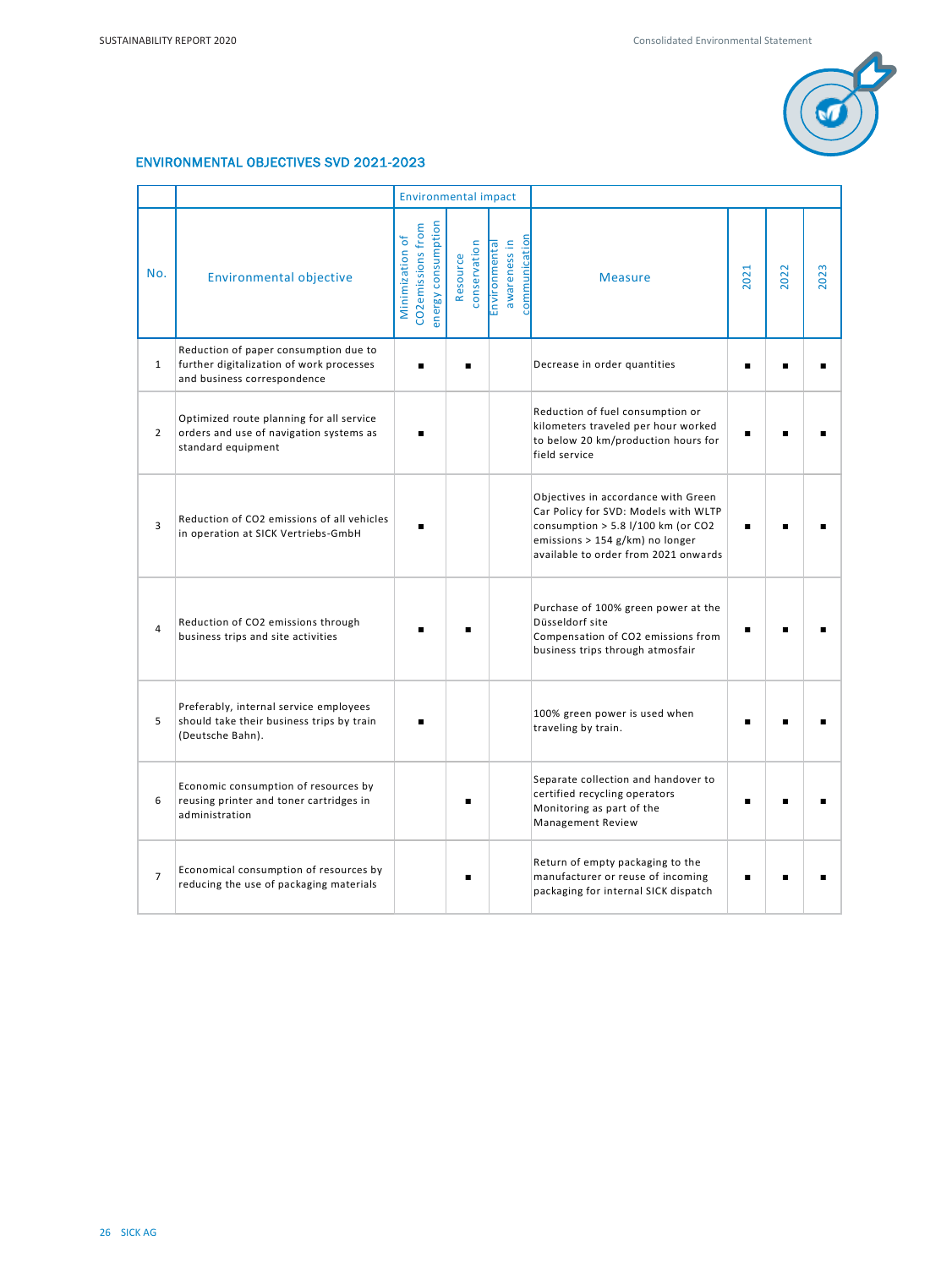## ENVIRONMENTAL OBJECTIVES SVD 2021-2023

| | | Environmental impact | | | | | | |
|---|---|---|---|---|---|---|---|---|
| No. | Environmental objective | Minimization of CO2emissions from energy consumption | Resource conservation | Environmental awareness in communication | Measure | 2021 | 2022 | 2023 |
| 1 | Reduction of paper consumption due to further digitalization of work processes and business correspondence | ■ | ■ | | Decrease in order quantities | ■ | ■ | ■ |
| 2 | Optimized route planning for all service orders and use of navigation systems as standard equipment | ■ | | | Reduction of fuel consumption or kilometers traveled per hour worked to below 20 km/production hours for field service | ■ | ■ | ■ |
| 3 | Reduction of CO2 emissions of all vehicles in operation at SICK Vertriebs-GmbH | ■ | | | Objectives in accordance with Green Car Policy for SVD: Models with WLTP consumption > 5.8 l/100 km (or CO2 emissions > 154 g/km) no longer available to order from 2021 onwards | ■ | ■ | ■ |
| 4 | Reduction of CO2 emissions through business trips and site activities | ■ | ■ | | Purchase of 100% green power at the Düsseldorf site<br>Compensation of CO2 emissions from business trips through atmosfair | ■ | ■ | ■ |
| 5 | Preferably, internal service employees should take their business trips by train (Deutsche Bahn). | ■ | | | 100% green power is used when traveling by train. | ■ | ■ | ■ |
| 6 | Economic consumption of resources by reusing printer and toner cartridges in administration | | ■ | | Separate collection and handover to certified recycling operators<br>Monitoring as part of the Management Review | ■ | ■ | ■ |
| 7 | Economical consumption of resources by reducing the use of packaging materials | | ■ | | Return of empty packaging to the manufacturer or reuse of incoming packaging for internal SICK dispatch | ■ | ■ | ■ |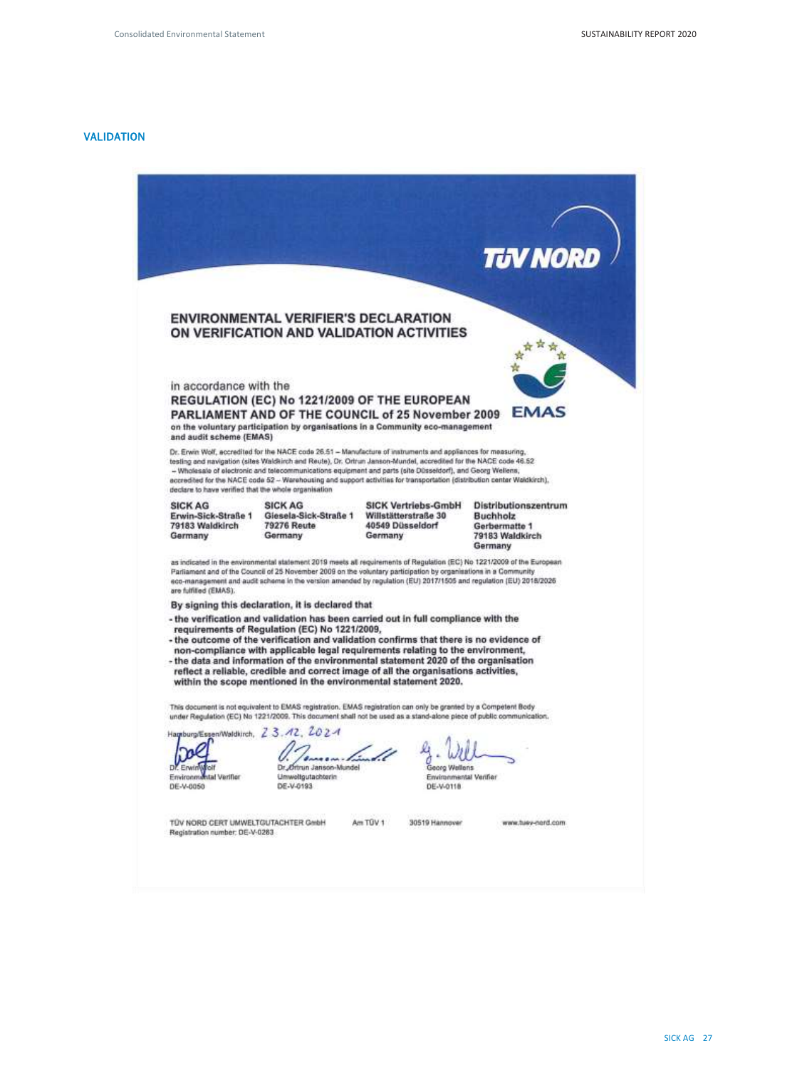## VALIDATION

TÜV NORD

### ENVIRONMENTAL VERIFIER'S DECLARATION ON VERIFICATION AND VALIDATION ACTIVITIES

EMAS

in accordance with the

**REGULATION (EC) No 1221/2009 OF THE EUROPEAN PARLIAMENT AND OF THE COUNCIL of 25 November 2009**

**on the voluntary participation by organisations in a Community eco-management and audit scheme (EMAS)**

Dr. Erwin Wolf, accredited for the NACE code 26.51 – Manufacture of instruments and appliances for measuring, testing and navigation (sites Waldkirch and Reute), Dr. Ortrun Janson-Mundel, accredited for the NACE code 46.52 – Wholesale of electronic and telecommunications equipment and parts (site Düsseldorf), and Georg Wellens, accredited for the NACE code 52 – Warehousing and support activities for transportation (distribution center Waldkirch), declare to have verified that the whole organisation

| SICK AG | SICK AG | SICK Vertriebs-GmbH | Distributionszentrum Buchholz |
|---|---|---|---|
| Erwin-Sick-Straße 1 | Giesela-Sick-Straße 1 | Willstätterstraße 30 | Gerbermatte 1 |
| 79183 Waldkirch | 79276 Reute | 40549 Düsseldorf | 79183 Waldkirch |
| Germany | Germany | Germany | Germany |

as indicated in the environmental statement 2019 meets all requirements of Regulation (EC) No 1221/2009 of the European Parliament and of the Council of 25 November 2009 on the voluntary participation by organisations in a Community eco-management and audit scheme in the version amended by regulation (EU) 2017/1505 and regulation (EU) 2018/2026 are fulfilled (EMAS).

**By signing this declaration, it is declared that**

- **the verification and validation has been carried out in full compliance with the requirements of Regulation (EC) No 1221/2009,**
- **the outcome of the verification and validation confirms that there is no evidence of non-compliance with applicable legal requirements relating to the environment,**
- **the data and information of the environmental statement 2020 of the organisation reflect a reliable, credible and correct image of all the organisations activities, within the scope mentioned in the environmental statement 2020.**

This document is not equivalent to EMAS registration. EMAS registration can only be granted by a Competent Body under Regulation (EC) No 1221/2009. This document shall not be used as a stand-alone piece of public communication.

Hamburg/Essen/Waldkirch, 23.12.2021

| Dr. Erwin Wolf | Dr. Ortrun Janson-Mundel | Georg Wellens |
|---|---|---|
| Environmental Verifier | Umweltgutachterin | Environmental Verifier |
| DE-V-0050 | DE-V-0193 | DE-V-0118 |

TÜV NORD CERT UMWELTGUTACHTER GmbH Am TÜV 1 30519 Hannover www.tuev-nord.com
Registration number: DE-V-0263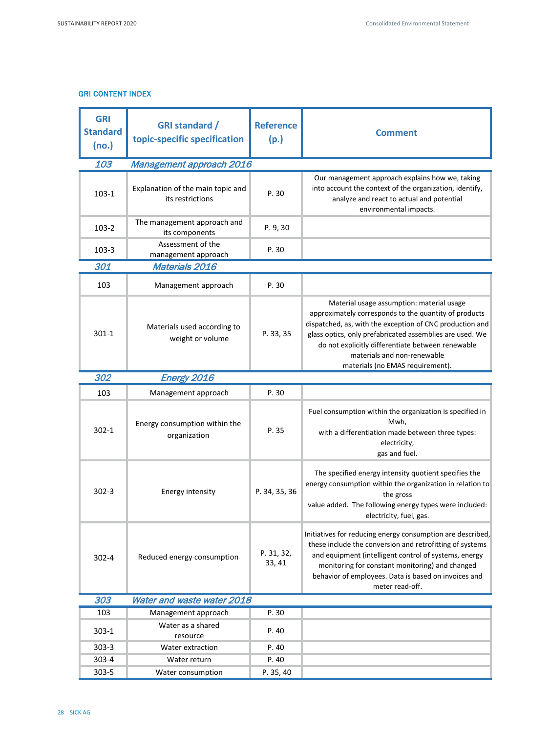## GRI CONTENT INDEX

| GRI Standard (no.) | GRI standard / topic-specific specification | Reference (p.) | Comment |
|---|---|---|---|
| *103* | *Management approach 2016* | | |
| 103-1 | Explanation of the main topic and its restrictions | P. 30 | Our management approach explains how we, taking into account the context of the organization, identify, analyze and react to actual and potential environmental impacts. |
| 103-2 | The management approach and its components | P. 9, 30 | |
| 103-3 | Assessment of the management approach | P. 30 | |
| *301* | *Materials 2016* | | |
| 103 | Management approach | P. 30 | |
| 301-1 | Materials used according to weight or volume | P. 33, 35 | Material usage assumption: material usage approximately corresponds to the quantity of products dispatched, as, with the exception of CNC production and glass optics, only prefabricated assemblies are used. We do not explicitly differentiate between renewable materials and non-renewable materials (no EMAS requirement). |
| *302* | *Energy 2016* | | |
| 103 | Management approach | P. 30 | |
| 302-1 | Energy consumption within the organization | P. 35 | Fuel consumption within the organization is specified in Mwh, with a differentiation made between three types: electricity, gas and fuel. |
| 302-3 | Energy intensity | P. 34, 35, 36 | The specified energy intensity quotient specifies the energy consumption within the organization in relation to the gross value added. The following energy types were included: electricity, fuel, gas. |
| 302-4 | Reduced energy consumption | P. 31, 32, 33, 41 | Initiatives for reducing energy consumption are described, these include the conversion and retrofitting of systems and equipment (intelligent control of systems, energy monitoring for constant monitoring) and changed behavior of employees. Data is based on invoices and meter read-off. |
| *303* | *Water and waste water 2018* | | |
| 103 | Management approach | P. 30 | |
| 303-1 | Water as a shared resource | P. 40 | |
| 303-3 | Water extraction | P. 40 | |
| 303-4 | Water return | P. 40 | |
| 303-5 | Water consumption | P. 35, 40 | |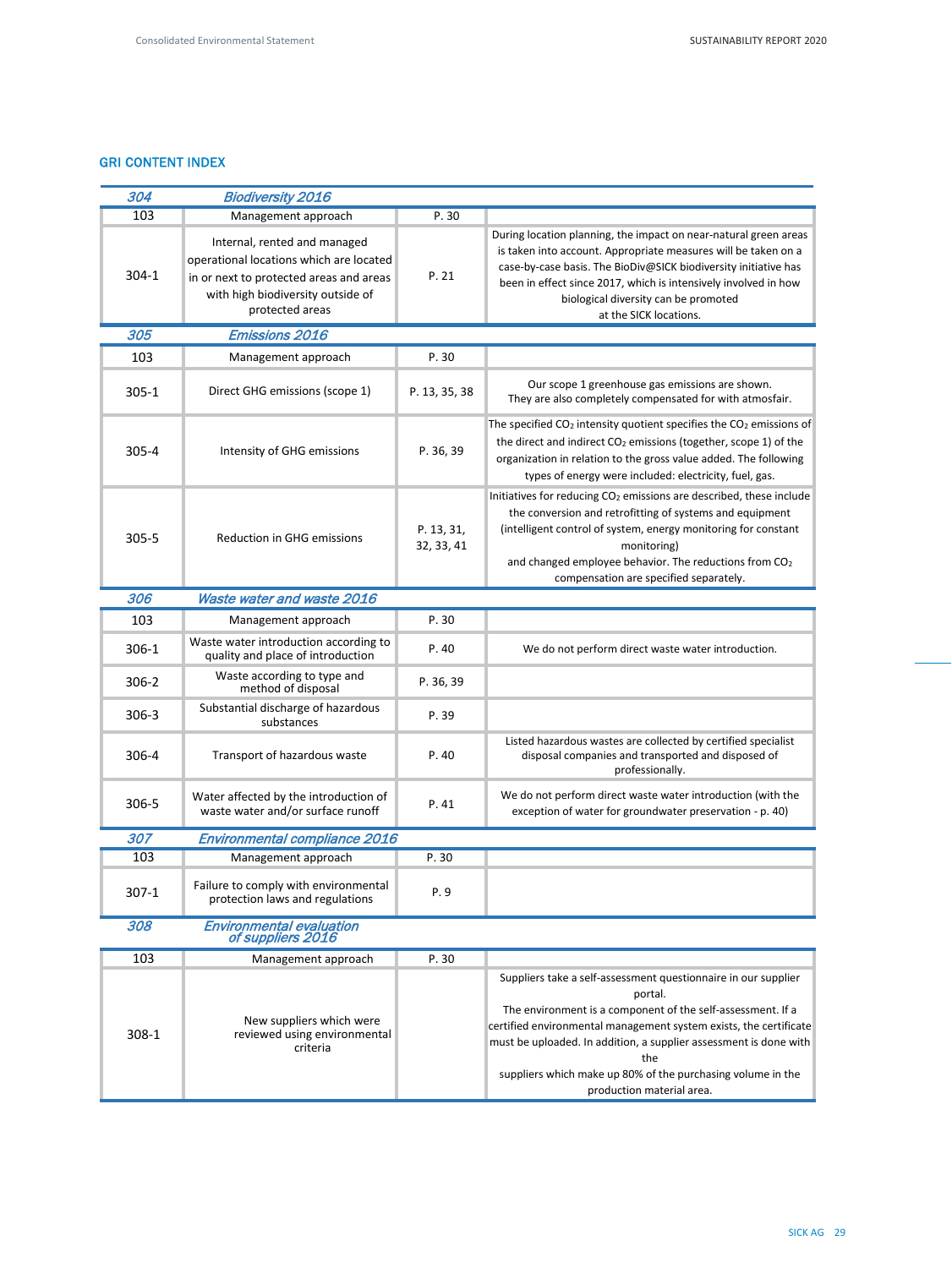## GRI CONTENT INDEX

| | | | |
|---|---|---|---|
| ***304*** | ***Biodiversity 2016*** | | |
| 103 | Management approach | P. 30 | |
| 304-1 | Internal, rented and managed operational locations which are located in or next to protected areas and areas with high biodiversity outside of protected areas | P. 21 | During location planning, the impact on near-natural green areas is taken into account. Appropriate measures will be taken on a case-by-case basis. The BioDiv@SICK biodiversity initiative has been in effect since 2017, which is intensively involved in how biological diversity can be promoted at the SICK locations. |
| ***305*** | ***Emissions 2016*** | | |
| 103 | Management approach | P. 30 | |
| 305-1 | Direct GHG emissions (scope 1) | P. 13, 35, 38 | Our scope 1 greenhouse gas emissions are shown. They are also completely compensated for with atmosfair. |
| 305-4 | Intensity of GHG emissions | P. 36, 39 | The specified $CO_2$ intensity quotient specifies the $CO_2$ emissions of the direct and indirect $CO_2$ emissions (together, scope 1) of the organization in relation to the gross value added. The following types of energy were included: electricity, fuel, gas. |
| 305-5 | Reduction in GHG emissions | P. 13, 31, 32, 33, 41 | Initiatives for reducing $CO_2$ emissions are described, these include the conversion and retrofitting of systems and equipment (intelligent control of system, energy monitoring for constant monitoring) and changed employee behavior. The reductions from $CO_2$ compensation are specified separately. |
| ***306*** | ***Waste water and waste 2016*** | | |
| 103 | Management approach | P. 30 | |
| 306-1 | Waste water introduction according to quality and place of introduction | P. 40 | We do not perform direct waste water introduction. |
| 306-2 | Waste according to type and method of disposal | P. 36, 39 | |
| 306-3 | Substantial discharge of hazardous substances | P. 39 | |
| 306-4 | Transport of hazardous waste | P. 40 | Listed hazardous wastes are collected by certified specialist disposal companies and transported and disposed of professionally. |
| 306-5 | Water affected by the introduction of waste water and/or surface runoff | P. 41 | We do not perform direct waste water introduction (with the exception of water for groundwater preservation - p. 40) |
| ***307*** | ***Environmental compliance 2016*** | | |
| 103 | Management approach | P. 30 | |
| 307-1 | Failure to comply with environmental protection laws and regulations | P. 9 | |
| ***308*** | ***Environmental evaluation of suppliers 2016*** | | |
| 103 | Management approach | P. 30 | |
| 308-1 | New suppliers which were reviewed using environmental criteria | | Suppliers take a self-assessment questionnaire in our supplier portal. The environment is a component of the self-assessment. If a certified environmental management system exists, the certificate must be uploaded. In addition, a supplier assessment is done with the suppliers which make up 80% of the purchasing volume in the production material area. |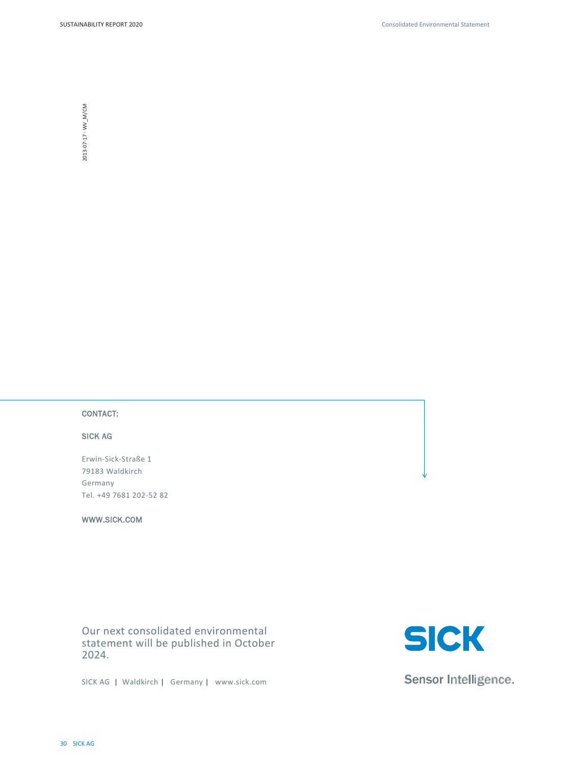2013-07-17 · WW_M/CM

CONTACT:

SICK AG

Erwin-Sick-Straße 1
79183 Waldkirch
Germany
Tel. +49 7681 202-52 82

WWW.SICK.COM

Our next consolidated environmental statement will be published in October 2024.

SICK AG | Waldkirch | Germany | www.sick.com

SICK

Sensor Intelligence.